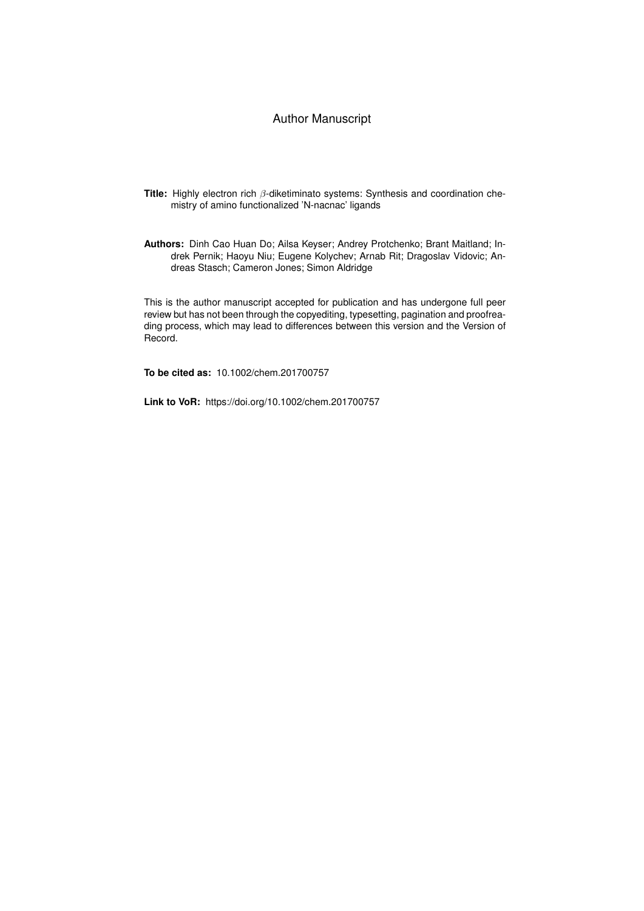Author Manuscript

**Title:** Highly electron rich $\beta$-diketiminato systems: Synthesis and coordination chemistry of amino functionalized 'N-nacnac' ligands

**Authors:** Dinh Cao Huan Do; Ailsa Keyser; Andrey Protchenko; Brant Maitland; Indrek Pernik; Haoyu Niu; Eugene Kolychev; Arnab Rit; Dragoslav Vidovic; Andreas Stasch; Cameron Jones; Simon Aldridge

This is the author manuscript accepted for publication and has undergone full peer review but has not been through the copyediting, typesetting, pagination and proofreading process, which may lead to differences between this version and the Version of Record.

**To be cited as:** 10.1002/chem.201700757

**Link to VoR:** https://doi.org/10.1002/chem.201700757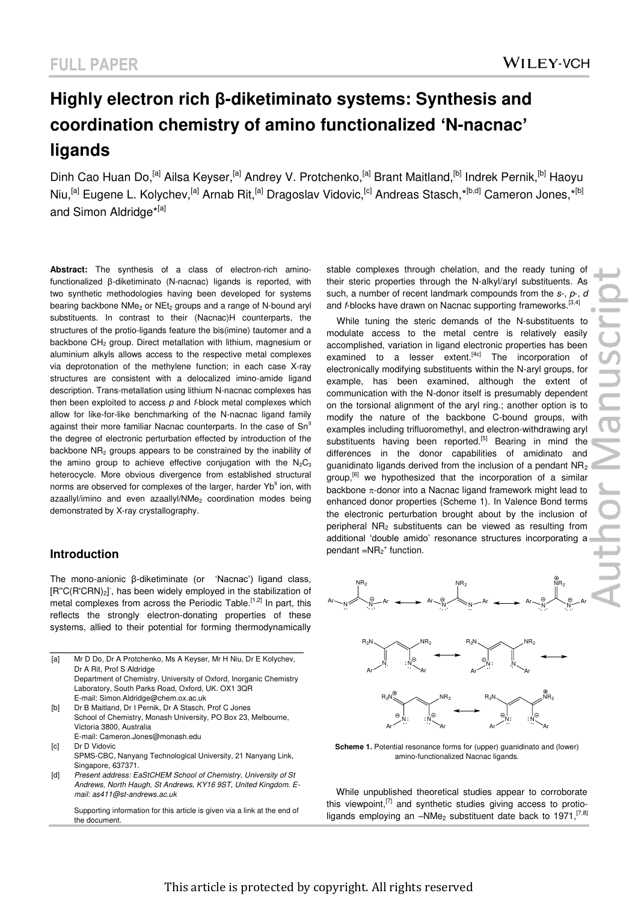# Highly electron rich β-diketiminato systems: Synthesis and coordination chemistry of amino functionalized 'N-nacnac' ligands

Dinh Cao Huan Do,[a] Ailsa Keyser,[a] Andrey V. Protchenko,[a] Brant Maitland,[b] Indrek Pernik,[b] Haoyu Niu,[a] Eugene L. Kolychev,[a] Arnab Rit,[a] Dragoslav Vidovic,[c] Andreas Stasch,*[b,d] Cameron Jones,*[b] and Simon Aldridge*[a]

**Abstract:** The synthesis of a class of electron-rich amino-functionalized β-diketiminato (N-nacnac) ligands is reported, with two synthetic methodologies having been developed for systems bearing backbone $NMe_2$ or $NEt_2$ groups and a range of N-bound aryl substituents. In contrast to their (Nacnac)H counterparts, the structures of the protio-ligands feature the bis(imine) tautomer and a backbone $CH_2$ group. Direct metallation with lithium, magnesium or aluminium alkyls allows access to the respective metal complexes via deprotonation of the methylene function; in each case X-ray structures are consistent with a delocalized imino-amide ligand description. Trans-metallation using lithium N-nacnac complexes has then been exploited to access *p* and *f*-block metal complexes which allow for like-for-like benchmarking of the N-nacnac ligand family against their more familiar Nacnac counterparts. In the case of $Sn^{II}$ the degree of electronic perturbation effected by introduction of the backbone $NR_2$ groups appears to be constrained by the inability of the amino group to achieve effective conjugation with the $N_2C_3$ heterocycle. More obvious divergence from established structural norms are observed for complexes of the larger, harder $Yb^{II}$ ion, with azaallyl/imino and even azaallyl/$NMe_2$ coordination modes being demonstrated by X-ray crystallography.

## Introduction

The mono-anionic β-diketiminate (or 'Nacnac') ligand class, $[R''C(R'CRN)_2]^-$, has been widely employed in the stabilization of metal complexes from across the Periodic Table.[1,2] In part, this reflects the strongly electron-donating properties of these systems, allied to their potential for forming thermodynamically stable complexes through chelation, and the ready tuning of their steric properties through the N-alkyl/aryl substituents. As such, a number of recent landmark compounds from the *s*-, *p*-, *d* and *f*-blocks have drawn on Nacnac supporting frameworks.[3,4]

While tuning the steric demands of the N-substituents to modulate access to the metal centre is relatively easily accomplished, variation in ligand electronic properties has been examined to a lesser extent.[4c] The incorporation of electronically modifying substituents within the N-aryl groups, for example, has been examined, although the extent of communication with the N-donor itself is presumably dependent on the torsional alignment of the aryl ring.; another option is to modify the nature of the backbone C-bound groups, with examples including trifluoromethyl, and electron-withdrawing aryl substituents having been reported.[5] Bearing in mind the differences in the donor capabilities of amidinato and guanidinato ligands derived from the inclusion of a pendant $NR_2$ group,[6] we hypothesized that the incorporation of a similar backbone π-donor into a Nacnac ligand framework might lead to enhanced donor properties (Scheme 1). In Valence Bond terms the electronic perturbation brought about by the inclusion of peripheral $NR_2$ substituents can be viewed as resulting from additional 'double amido' resonance structures incorporating a pendant $=NR_2^+$ function.

**Scheme 1.** Potential resonance forms for (upper) guanidinato and (lower) amino-functionalized Nacnac ligands.

While unpublished theoretical studies appear to corroborate this viewpoint,[7] and synthetic studies giving access to protio-ligands employing an $-NMe_2$ substituent date back to 1971,[7,8]

---

[a] Mr D Do, Dr A Protchenko, Ms A Keyser, Mr H Niu, Dr E Kolychev, Dr A Rit, Prof S Aldridge
Department of Chemistry, University of Oxford, Inorganic Chemistry Laboratory, South Parks Road, Oxford, UK. OX1 3QR
E-mail: Simon.Aldridge@chem.ox.ac.uk

[b] Dr B Maitland, Dr I Pernik, Dr A Stasch, Prof C Jones
School of Chemistry, Monash University, PO Box 23, Melbourne, Victoria 3800, Australia
E-mail: Cameron.Jones@monash.edu

[c] Dr D Vidovic
SPMS-CBC, Nanyang Technological University, 21 Nanyang Link, Singapore, 637371.

[d] *Present address: EaStCHEM School of Chemistry, University of St Andrews, North Haugh, St Andrews, KY16 9ST, United Kingdom. E-mail: as411@st-andrews.ac.uk*

Supporting information for this article is given via a link at the end of the document.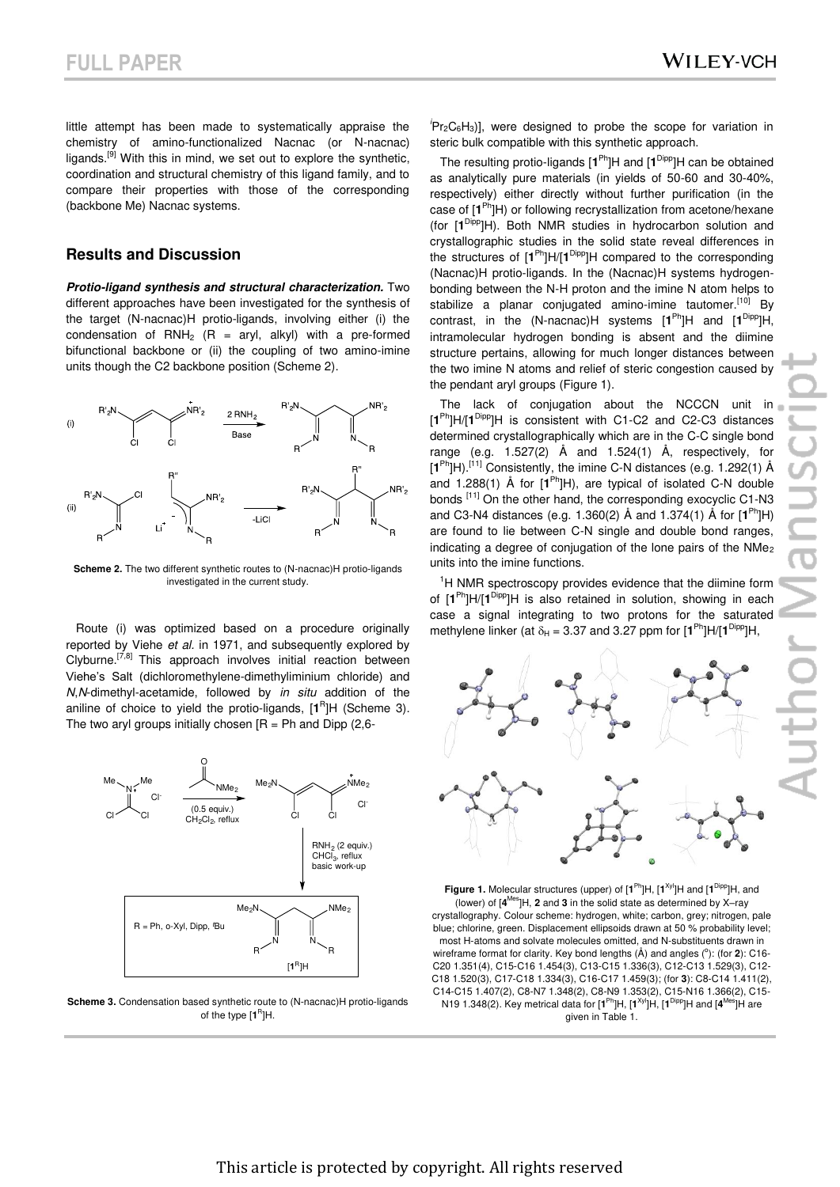little attempt has been made to systematically appraise the chemistry of amino-functionalized Nacnac (or N-nacnac) ligands.[9] With this in mind, we set out to explore the synthetic, coordination and structural chemistry of this ligand family, and to compare their properties with those of the corresponding (backbone Me) Nacnac systems.

## Results and Discussion

***Protio-ligand synthesis and structural characterization.*** Two different approaches have been investigated for the synthesis of the target (N-nacnac)H protio-ligands, involving either (i) the condensation of $RNH_2$ (R = aryl, alkyl) with a pre-formed bifunctional backbone or (ii) the coupling of two amino-imine units though the C2 backbone position (Scheme 2).

**Scheme 2.** The two different synthetic routes to (N-nacnac)H protio-ligands investigated in the current study.

Route (i) was optimized based on a procedure originally reported by Viehe *et al.* in 1971, and subsequently explored by Clyburne.[7,8] This approach involves initial reaction between Viehe's Salt (dichloromethylene-dimethyliminium chloride) and *N,N*-dimethyl-acetamide, followed by *in situ* addition of the aniline of choice to yield the protio-ligands, [$\mathbf{1}^{R}$]H (Scheme 3). The two aryl groups initially chosen [R = Ph and Dipp (2,6-$^{i}Pr_2C_6H_3$)], were designed to probe the scope for variation in steric bulk compatible with this synthetic approach.

**Scheme 3.** Condensation based synthetic route to (N-nacnac)H protio-ligands of the type [$\mathbf{1}^{R}$]H.

The resulting protio-ligands [$\mathbf{1}^{Ph}$]H and [$\mathbf{1}^{Dipp}$]H can be obtained as analytically pure materials (in yields of 50-60 and 30-40%, respectively) either directly without further purification (in the case of [$\mathbf{1}^{Ph}$]H) or following recrystallization from acetone/hexane (for [$\mathbf{1}^{Dipp}$]H). Both NMR studies in hydrocarbon solution and crystallographic studies in the solid state reveal differences in the structures of [$\mathbf{1}^{Ph}$]H/[$\mathbf{1}^{Dipp}$]H compared to the corresponding (Nacnac)H protio-ligands. In the (Nacnac)H systems hydrogen-bonding between the N-H proton and the imine N atom helps to stabilize a planar conjugated amino-imine tautomer.[10] By contrast, in the (N-nacnac)H systems [$\mathbf{1}^{Ph}$]H and [$\mathbf{1}^{Dipp}$]H, intramolecular hydrogen bonding is absent and the diimine structure pertains, allowing for much longer distances between the two imine N atoms and relief of steric congestion caused by the pendant aryl groups (Figure 1).

The lack of conjugation about the NCCCN unit in [$\mathbf{1}^{Ph}$]H/[$\mathbf{1}^{Dipp}$]H is consistent with C1-C2 and C2-C3 distances determined crystallographically which are in the C-C single bond range (e.g. 1.527(2) Å and 1.524(1) Å, respectively, for [$\mathbf{1}^{Ph}$]H).[11] Consistently, the imine C-N distances (e.g. 1.292(1) Å and 1.288(1) Å for [$\mathbf{1}^{Ph}$]H), are typical of isolated C-N double bonds [11] On the other hand, the corresponding exocyclic C1-N3 and C3-N4 distances (e.g. 1.360(2) Å and 1.374(1) Å for [$\mathbf{1}^{Ph}$]H) are found to lie between C-N single and double bond ranges, indicating a degree of conjugation of the lone pairs of the $NMe_2$ units into the imine functions.

$^{1}$H NMR spectroscopy provides evidence that the diimine form of [$\mathbf{1}^{Ph}$]H/[$\mathbf{1}^{Dipp}$]H is also retained in solution, showing in each case a signal integrating to two protons for the saturated methylene linker (at $\delta_H$ = 3.37 and 3.27 ppm for [$\mathbf{1}^{Ph}$]H/[$\mathbf{1}^{Dipp}$]H,

**Figure 1.** Molecular structures (upper) of [$\mathbf{1}^{Ph}$]H, [$\mathbf{1}^{Xyl}$]H and [$\mathbf{1}^{Dipp}$]H, and (lower) of [$\mathbf{4}^{Mes}$]H, **2** and **3** in the solid state as determined by X–ray crystallography. Colour scheme: hydrogen, white; carbon, grey; nitrogen, pale blue; chlorine, green. Displacement ellipsoids drawn at 50 % probability level; most H-atoms and solvate molecules omitted, and N-substituents drawn in wireframe format for clarity. Key bond lengths (Å) and angles (°): (for **2**): C16-C20 1.351(4), C15-C16 1.454(3), C13-C15 1.336(3), C12-C13 1.529(3), C12-C18 1.520(3), C17-C18 1.334(3), C16-C17 1.459(3); (for **3**): C8-C14 1.411(2), C14-C15 1.407(2), C8-N7 1.348(2), C8-N9 1.353(2), C15-N16 1.366(2), C15-N19 1.348(2). Key metrical data for [$\mathbf{1}^{Ph}$]H, [$\mathbf{1}^{Xyl}$]H, [$\mathbf{1}^{Dipp}$]H and [$\mathbf{4}^{Mes}$]H are given in Table 1.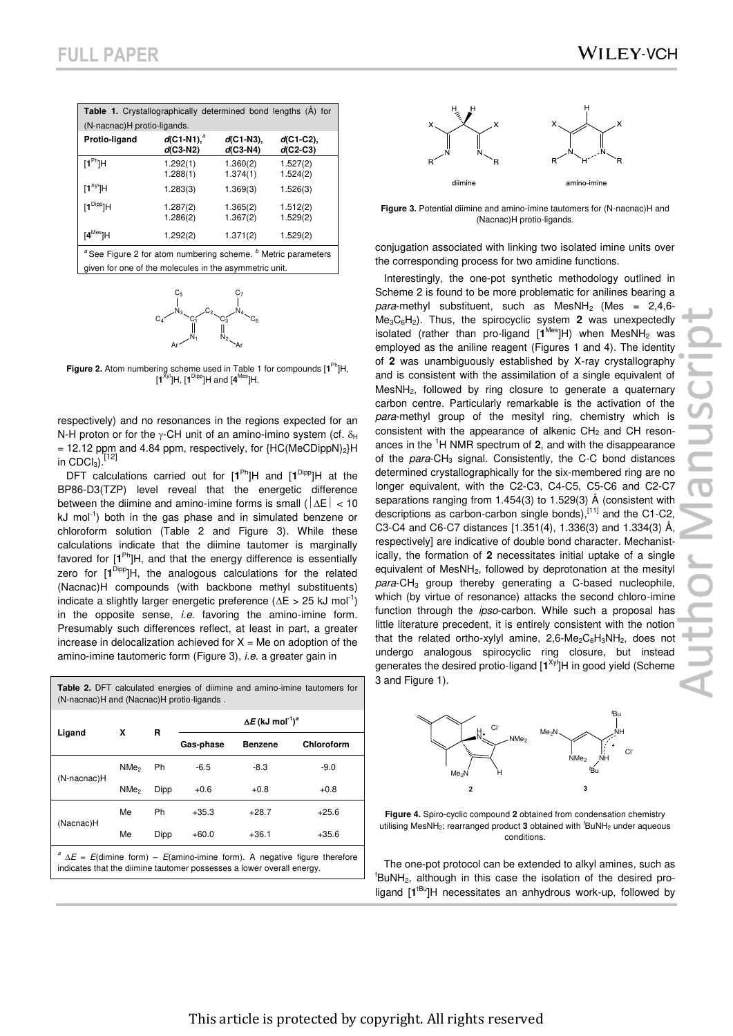**Table 1.** Crystallographically determined bond lengths (Å) for (N-nacnac)H protio-ligands.

| Protio-ligand | d(C1-N1),[a] d(C3-N2) | d(C1-N3), d(C3-N4) | d(C1-C2), d(C2-C3) |
|---|---|---|---|
| [$1^{Ph}$]H | 1.292(1) 1.288(1) | 1.360(2) 1.374(1) | 1.527(2) 1.524(2) |
| [$1^{Xyl}$]H | 1.283(3) | 1.369(3) | 1.526(3) |
| [$1^{Dipp}$]H | 1.287(2) 1.286(2) | 1.365(2) 1.367(2) | 1.512(2) 1.529(2) |
| [$4^{Mes}$]H | 1.292(2) | 1.371(2) | 1.529(2) |

[a] See Figure 2 for atom numbering scheme. [b] Metric parameters given for one of the molecules in the asymmetric unit.

**Figure 2.** Atom numbering scheme used in Table 1 for compounds [$1^{Ph}$]H, [$1^{Xyl}$]H, [$1^{Dipp}$]H and [$4^{Mes}$]H.

respectively) and no resonances in the regions expected for an N-H proton or for the γ-CH unit of an amino-imino system (cf. $\delta_H$ = 12.12 ppm and 4.84 ppm, respectively, for {HC(MeCDippN)$_2$}H in $CDCl_3$).[12]

DFT calculations carried out for [$1^{Ph}$]H and [$1^{Dipp}$]H at the BP86-D3(TZP) level reveal that the energetic difference between the diimine and amino-imine forms is small ($|\Delta E| < 10$ kJ mol$^{-1}$) both in the gas phase and in simulated benzene or chloroform solution (Table 2 and Figure 3). While these calculations indicate that the diimine tautomer is marginally favored for [$1^{Ph}$]H, and that the energy difference is essentially zero for [$1^{Dipp}$]H, the analogous calculations for the related (Nacnac)H compounds (with backbone methyl substituents) indicate a slightly larger energetic preference ($\Delta E > 25$ kJ mol$^{-1}$) in the opposite sense, *i.e.* favoring the amino-imine form. Presumably such differences reflect, at least in part, a greater increase in delocalization achieved for X = Me on adoption of the amino-imine tautomeric form (Figure 3), *i.e.* a greater gain in

**Table 2.** DFT calculated energies of diimine and amino-imine tautomers for (N-nacnac)H and (Nacnac)H protio-ligands .

| Ligand | X | R | ΔE (kJ mol$^{-1}$)[a] | | |
|---|---|---|---|---|---|
| | | | Gas-phase | Benzene | Chloroform |
| (N-nacnac)H | $NMe_2$ | Ph | -6.5 | -8.3 | -9.0 |
| | $NMe_2$ | Dipp | +0.6 | +0.8 | +0.8 |
| (Nacnac)H | Me | Ph | +35.3 | +28.7 | +25.6 |
| | Me | Dipp | +60.0 | +36.1 | +35.6 |

[a] ΔE = E(dimine form) – E(amino-imine form). A negative figure therefore indicates that the diimine tautomer possesses a lower overall energy.

**Figure 3.** Potential diimine and amino-imine tautomers for (N-nacnac)H and (Nacnac)H protio-ligands.

conjugation associated with linking two isolated imine units over the corresponding process for two amidine functions.

Interestingly, the one-pot synthetic methodology outlined in Scheme 2 is found to be more problematic for anilines bearing a *para*-methyl substituent, such as $MesNH_2$ (Mes = 2,4,6-$Me_3C_6H_2$). Thus, the spirocyclic system **2** was unexpectedly isolated (rather than pro-ligand [$1^{Mes}$]H) when $MesNH_2$ was employed as the aniline reagent (Figures 1 and 4). The identity of **2** was unambiguously established by X-ray crystallography and is consistent with the assimilation of a single equivalent of $MesNH_2$, followed by ring closure to generate a quaternary carbon centre. Particularly remarkable is the activation of the *para*-methyl group of the mesityl ring, chemistry which is consistent with the appearance of alkenic $CH_2$ and CH resonances in the $^1$H NMR spectrum of **2**, and with the disappearance of the *para*-$CH_3$ signal. Consistently, the C-C bond distances determined crystallographically for the six-membered ring are no longer equivalent, with the C2-C3, C4-C5, C5-C6 and C2-C7 separations ranging from 1.454(3) to 1.529(3) Å (consistent with descriptions as carbon-carbon single bonds),[11] and the C1-C2, C3-C4 and C6-C7 distances [1.351(4), 1.336(3) and 1.334(3) Å, respectively] are indicative of double bond character. Mechanistically, the formation of **2** necessitates initial uptake of a single equivalent of $MesNH_2$, followed by deprotonation at the mesityl *para*-$CH_3$ group thereby generating a C-based nucleophile, which (by virtue of resonance) attacks the second chloro-imine function through the *ipso*-carbon. While such a proposal has little literature precedent, it is entirely consistent with the notion that the related ortho-xylyl amine, 2,6-$Me_2C_6H_3NH_2$, does not undergo analogous spirocyclic ring closure, but instead generates the desired protio-ligand [$1^{Xyl}$]H in good yield (Scheme 3 and Figure 1).

**Figure 4.** Spiro-cyclic compound **2** obtained from condensation chemistry utilising $MesNH_2$; rearranged product **3** obtained with $^tBuNH_2$ under aqueous conditions.

The one-pot protocol can be extended to alkyl amines, such as $^tBuNH_2$, although in this case the isolation of the desired pro-ligand [$1^{tBu}$]H necessitates an anhydrous work-up, followed by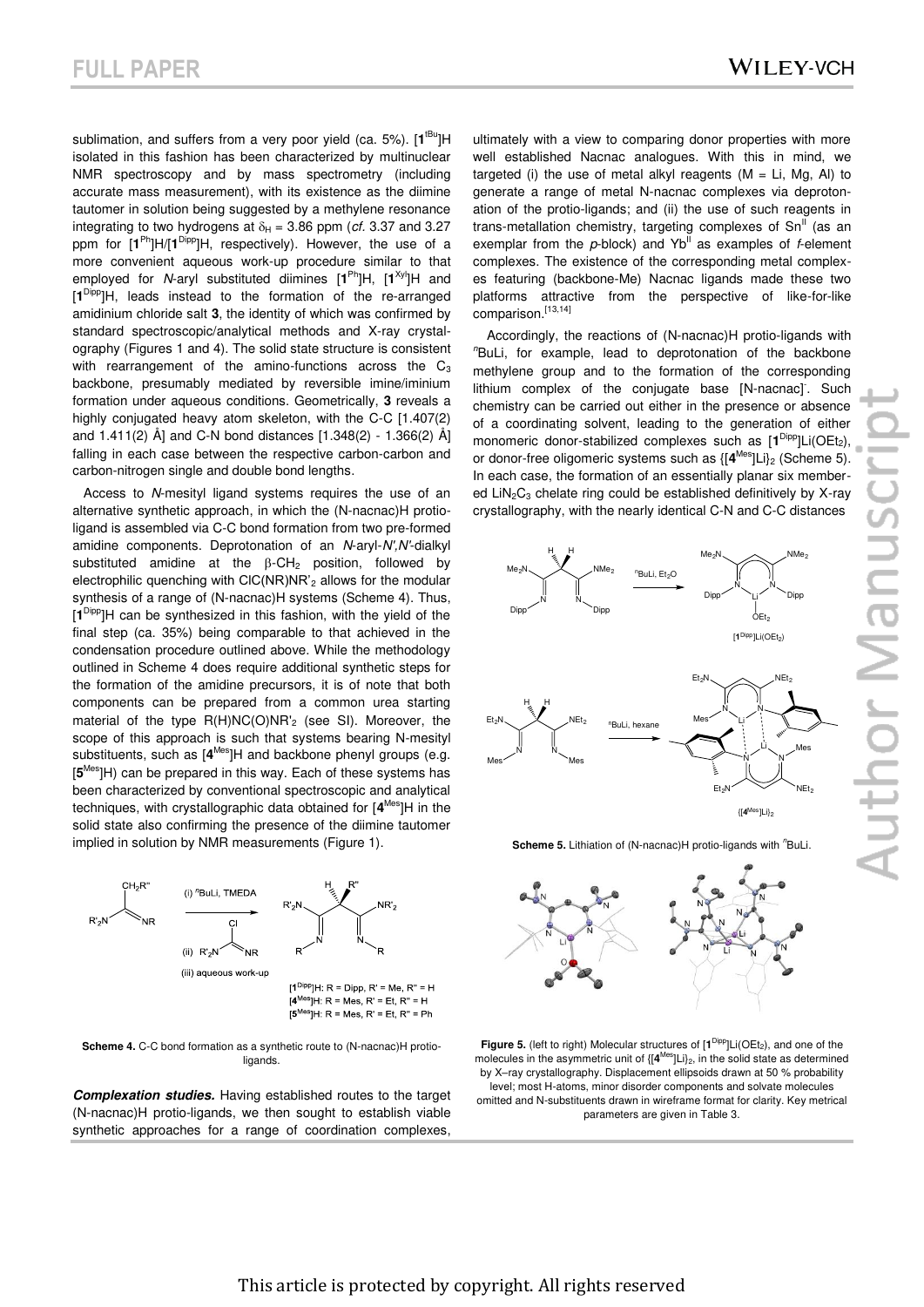sublimation, and suffers from a very poor yield (ca. 5%). [1[tBu]]H isolated in this fashion has been characterized by multinuclear NMR spectroscopy and by mass spectrometry (including accurate mass measurement), with its existence as the diimine tautomer in solution being suggested by a methylene resonance integrating to two hydrogens at $\delta_H$ = 3.86 ppm (*cf.* 3.37 and 3.27 ppm for [1[Ph]]H/[1[Dipp]]H, respectively). However, the use of a more convenient aqueous work-up procedure similar to that employed for *N*-aryl substituted diimines [1[Ph]]H, [1[Xyl]]H and [1[Dipp]]H, leads instead to the formation of the re-arranged amidinium chloride salt **3**, the identity of which was confirmed by standard spectroscopic/analytical methods and X-ray crystallography (Figures 1 and 4). The solid state structure is consistent with rearrangement of the amino-functions across the $C_3$ backbone, presumably mediated by reversible imine/iminium formation under aqueous conditions. Geometrically, **3** reveals a highly conjugated heavy atom skeleton, with the C-C [1.407(2) and 1.411(2) Å] and C-N bond distances [1.348(2) - 1.366(2) Å] falling in each case between the respective carbon-carbon and carbon-nitrogen single and double bond lengths.

Access to *N*-mesityl ligand systems requires the use of an alternative synthetic approach, in which the (N-nacnac)H protio-ligand is assembled via C-C bond formation from two pre-formed amidine components. Deprotonation of an *N*-aryl-*N'*,*N'*-dialkyl substituted amidine at the β-$CH_2$ position, followed by electrophilic quenching with ClC(NR)NR'$_2$ allows for the modular synthesis of a range of (N-nacnac)H systems (Scheme 4). Thus, [1[Dipp]]H can be synthesized in this fashion, with the yield of the final step (ca. 35%) being comparable to that achieved in the condensation procedure outlined above. While the methodology outlined in Scheme 4 does require additional synthetic steps for the formation of the amidine precursors, it is of note that both components can be prepared from a common urea starting material of the type R(H)NC(O)NR'$_2$ (see SI). Moreover, the scope of this approach is such that systems bearing N-mesityl substituents, such as [4[Mes]]H and backbone phenyl groups (e.g. [5[Mes]]H) can be prepared in this way. Each of these systems has been characterized by conventional spectroscopic and analytical techniques, with crystallographic data obtained for [4[Mes]]H in the solid state also confirming the presence of the diimine tautomer implied in solution by NMR measurements (Figure 1).

(i) $^n$BuLi, TMEDA
(ii) R'$_2$N–C(Cl)=NR
(iii) aqueous work-up

[1[Dipp]]H: R = Dipp, R' = Me, R'' = H
[4[Mes]]H: R = Mes, R' = Et, R'' = H
[5[Mes]]H: R = Mes, R' = Et, R'' = Ph

**Scheme 4.** C-C bond formation as a synthetic route to (N-nacnac)H protio-ligands.

***Complexation studies.*** Having established routes to the target (N-nacnac)H protio-ligands, we then sought to establish viable synthetic approaches for a range of coordination complexes, ultimately with a view to comparing donor properties with more well established Nacnac analogues. With this in mind, we targeted (i) the use of metal alkyl reagents (M = Li, Mg, Al) to generate a range of metal N-nacnac complexes via deprotonation of the protio-ligands; and (ii) the use of such reagents in trans-metallation chemistry, targeting complexes of Sn[II] (as an exemplar from the *p*-block) and Yb[II] as examples of *f*-element complexes. The existence of the corresponding metal complexes featuring (backbone-Me) Nacnac ligands made these two platforms attractive from the perspective of like-for-like comparison.[13,14]

Accordingly, the reactions of (N-nacnac)H protio-ligands with $^n$BuLi, for example, lead to deprotonation of the backbone methylene group and to the formation of the corresponding lithium complex of the conjugate base [N-nacnac]$^-$. Such chemistry can be carried out either in the presence or absence of a coordinating solvent, leading to the generation of either monomeric donor-stabilized complexes such as [1[Dipp]]Li(OEt$_2$), or donor-free oligomeric systems such as {[4[Mes]]Li}$_2$ (Scheme 5). In each case, the formation of an essentially planar six membered $LiN_2C_3$ chelate ring could be established definitively by X-ray crystallography, with the nearly identical C-N and C-C distances

$^n$BuLi, $Et_2O$ → [1[Dipp]]Li(OEt$_2$)

$^n$BuLi, hexane → {[4[Mes]]Li}$_2$

**Scheme 5.** Lithiation of (N-nacnac)H protio-ligands with $^n$BuLi.

**Figure 5.** (left to right) Molecular structures of [1[Dipp]]Li(OEt$_2$), and one of the molecules in the asymmetric unit of {[4[Mes]]Li}$_2$, in the solid state as determined by X–ray crystallography. Displacement ellipsoids drawn at 50 % probability level; most H-atoms, minor disorder components and solvate molecules omitted and N-substituents drawn in wireframe format for clarity. Key metrical parameters are given in Table 3.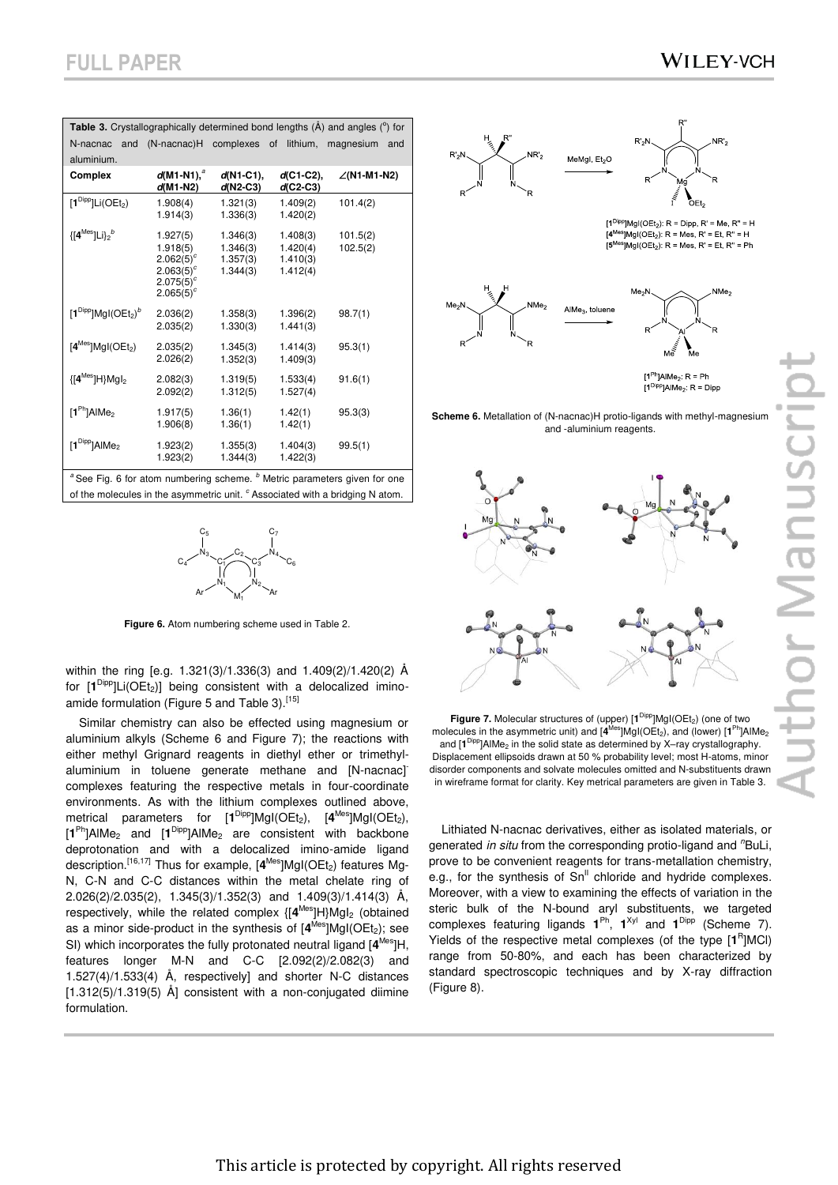**Table 3.** Crystallographically determined bond lengths (Å) and angles (°) for N-nacnac and (N-nacnac)H complexes of lithium, magnesium and aluminium.

| Complex | d(M1-N1),[a] d(M1-N2) | d(N1-C1), d(N2-C3) | d(C1-C2), d(C2-C3) | ∠(N1-M1-N2) |
|---|---|---|---|---|
| [$1^{Dipp}$]Li($OEt_2$) | 1.908(4) 1.914(3) | 1.321(3) 1.336(3) | 1.409(2) 1.420(2) | 101.4(2) |
| {[$4^{Mes}$]Li}$_2$[b] | 1.927(5) 1.918(5) 2.062(5)[c] 2.063(5)[c] 2.075(5)[c] 2.065(5)[c] | 1.346(3) 1.346(3) 1.357(3) 1.344(3) | 1.408(3) 1.420(4) 1.410(3) 1.412(4) | 101.5(2) 102.5(2) |
| [$1^{Dipp}$]MgI($OEt_2$)[b] | 2.036(2) 2.035(2) | 1.358(3) 1.330(3) | 1.396(2) 1.441(3) | 98.7(1) |
| [$4^{Mes}$]MgI($OEt_2$) | 2.035(2) 2.026(2) | 1.345(3) 1.352(3) | 1.414(3) 1.409(3) | 95.3(1) |
| {[$4^{Mes}$]H}$MgI_2$ | 2.082(3) 2.092(2) | 1.319(5) 1.312(5) | 1.533(4) 1.527(4) | 91.6(1) |
| [$1^{Ph}$]$AlMe_2$ | 1.917(5) 1.906(8) | 1.36(1) 1.36(1) | 1.42(1) 1.42(1) | 95.3(3) |
| [$1^{Dipp}$]$AlMe_2$ | 1.923(2) 1.923(2) | 1.355(3) 1.344(3) | 1.404(3) 1.422(3) | 99.5(1) |

[a] See Fig. 6 for atom numbering scheme. [b] Metric parameters given for one of the molecules in the asymmetric unit. [c] Associated with a bridging N atom.

**Figure 6.** Atom numbering scheme used in Table 2.

within the ring [e.g. 1.321(3)/1.336(3) and 1.409(2)/1.420(2) Å for [$1^{Dipp}$]Li($OEt_2$)] being consistent with a delocalized imino-amide formulation (Figure 5 and Table 3).[15]

Similar chemistry can also be effected using magnesium or aluminium alkyls (Scheme 6 and Figure 7); the reactions with either methyl Grignard reagents in diethyl ether or trimethylaluminium in toluene generate methane and [N-nacnac]$^-$ complexes featuring the respective metals in four-coordinate environments. As with the lithium complexes outlined above, metrical parameters for [$1^{Dipp}$]MgI($OEt_2$), [$4^{Mes}$]MgI($OEt_2$), [$1^{Ph}$]$AlMe_2$ and [$1^{Dipp}$]$AlMe_2$ are consistent with backbone deprotonation and with a delocalized imino-amide ligand description.[16,17] Thus for example, [$4^{Mes}$]MgI($OEt_2$) features Mg-N, C-N and C-C distances within the metal chelate ring of 2.026(2)/2.035(2), 1.345(3)/1.352(3) and 1.409(3)/1.414(3) Å, respectively, while the related complex {[$4^{Mes}$]H}$MgI_2$ (obtained as a minor side-product in the synthesis of [$4^{Mes}$]MgI($OEt_2$); see SI) which incorporates the fully protonated neutral ligand [$4^{Mes}$]H, features longer M-N and C-C [2.092(2)/2.082(3) and 1.527(4)/1.533(4) Å, respectively] and shorter N-C distances [1.312(5)/1.319(5) Å] consistent with a non-conjugated diimine formulation.

[$1^{Dipp}$]MgI($OEt_2$): R = Dipp, R' = Me, R'' = H
[$4^{Mes}$]MgI($OEt_2$): R = Mes, R' = Et, R'' = H
[$5^{Mes}$]MgI($OEt_2$): R = Mes, R' = Et, R'' = Ph

[$1^{Ph}$]$AlMe_2$: R = Ph
[$1^{Dipp}$]$AlMe_2$: R = Dipp

**Scheme 6.** Metallation of (N-nacnac)H protio-ligands with methyl-magnesium and -aluminium reagents.

**Figure 7.** Molecular structures of (upper) [$1^{Dipp}$]MgI($OEt_2$) (one of two molecules in the asymmetric unit) and [$4^{Mes}$]MgI($OEt_2$), and (lower) [$1^{Ph}$]$AlMe_2$ and [$1^{Dipp}$]$AlMe_2$ in the solid state as determined by X–ray crystallography. Displacement ellipsoids drawn at 50 % probability level; most H-atoms, minor disorder components and solvate molecules omitted and N-substituents drawn in wireframe format for clarity. Key metrical parameters are given in Table 3.

Lithiated N-nacnac derivatives, either as isolated materials, or generated *in situ* from the corresponding protio-ligand and $^n$BuLi, prove to be convenient reagents for trans-metallation chemistry, e.g., for the synthesis of $Sn^{II}$ chloride and hydride complexes. Moreover, with a view to examining the effects of variation in the steric bulk of the N-bound aryl substituents, we targeted complexes featuring ligands $1^{Ph}$, $1^{Xyl}$ and $1^{Dipp}$ (Scheme 7). Yields of the respective metal complexes (of the type [$1^R$]MCl) range from 50-80%, and each has been characterized by standard spectroscopic techniques and by X-ray diffraction (Figure 8).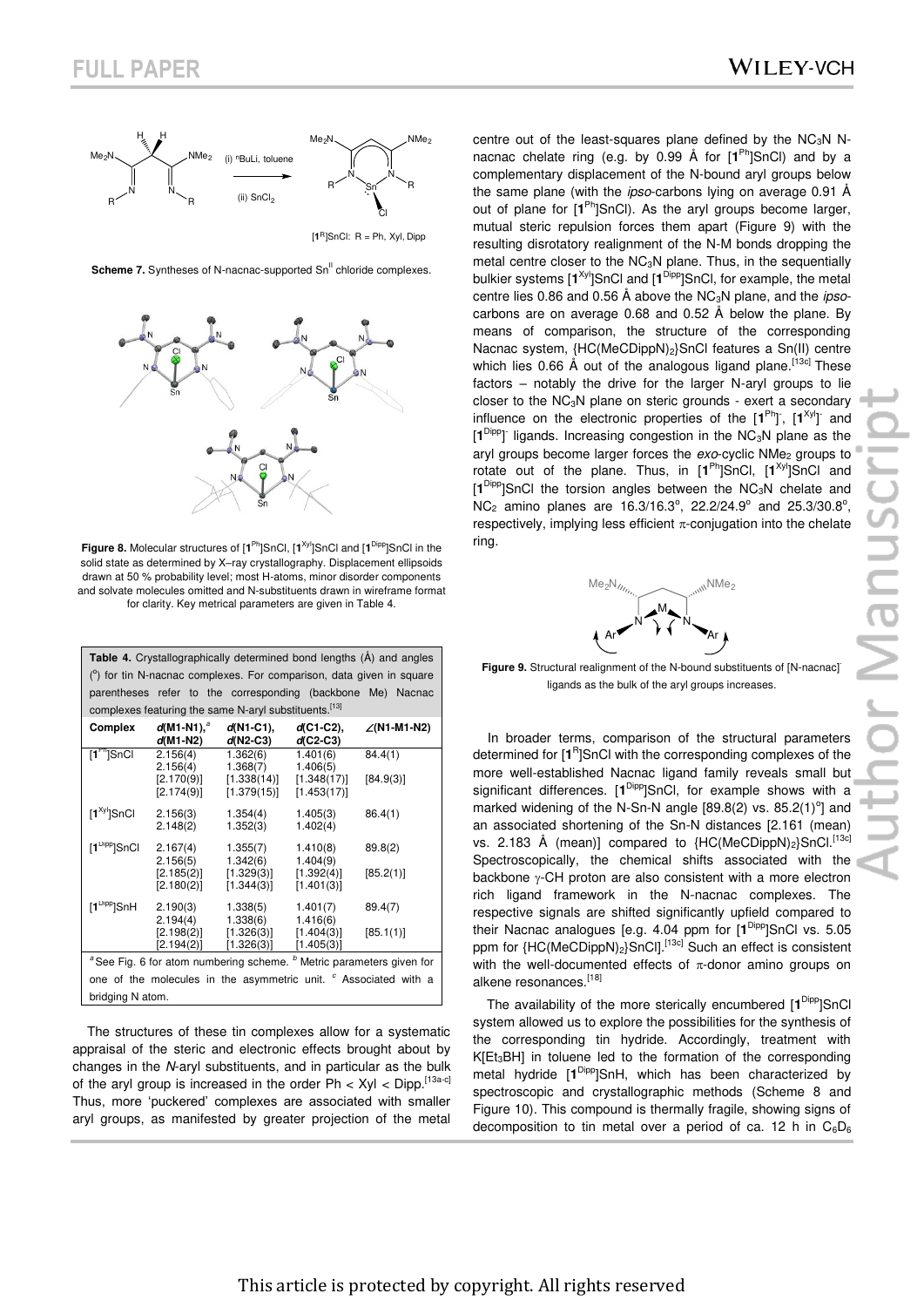**Scheme 7.** Syntheses of N-nacnac-supported $Sn^{II}$ chloride complexes.

**Figure 8.** Molecular structures of [$\mathbf{1}^{Ph}$]SnCl, [$\mathbf{1}^{Xyl}$]SnCl and [$\mathbf{1}^{Dipp}$]SnCl in the solid state as determined by X–ray crystallography. Displacement ellipsoids drawn at 50 % probability level; most H-atoms, minor disorder components and solvate molecules omitted and N-substituents drawn in wireframe format for clarity. Key metrical parameters are given in Table 4.

**Table 4.** Crystallographically determined bond lengths (Å) and angles (°) for tin N-nacnac complexes. For comparison, data given in square parentheses refer to the corresponding (backbone Me) Nacnac complexes featuring the same N-aryl substituents.[13]

| Complex | d(M1-N1),[a] d(M1-N2) | d(N1-C1), d(N2-C3) | d(C1-C2), d(C2-C3) | ∠(N1-M1-N2) |
|---|---|---|---|---|
| [$\mathbf{1}^{Ph}$]SnCl | 2.156(4) | 1.362(6) | 1.401(6) | 84.4(1) |
| | 2.156(4) | 1.368(7) | 1.406(5) | |
| | [2.170(9)] | [1.338(14)] | [1.348(17)] | [84.9(3)] |
| | [2.174(9)] | [1.379(15)] | [1.453(17)] | |
| [$\mathbf{1}^{Xyl}$]SnCl | 2.156(3) | 1.354(4) | 1.405(3) | 86.4(1) |
| | 2.148(2) | 1.352(3) | 1.402(4) | |
| [$\mathbf{1}^{Dipp}$]SnCl | 2.167(4) | 1.355(7) | 1.410(8) | 89.8(2) |
| | 2.156(5) | 1.342(6) | 1.404(9) | |
| | [2.185(2)] | [1.329(3)] | [1.392(4)] | [85.2(1)] |
| | [2.180(2)] | [1.344(3)] | [1.401(3)] | |
| [$\mathbf{1}^{Dipp}$]SnH | 2.190(3) | 1.338(5) | 1.401(7) | 89.4(7) |
| | 2.194(4) | 1.338(6) | 1.416(6) | |
| | [2.198(2)] | [1.326(3)] | [1.404(3)] | [85.1(1)] |
| | [2.194(2)] | [1.326(3)] | [1.405(3)] | |

[a] See Fig. 6 for atom numbering scheme. [b] Metric parameters given for one of the molecules in the asymmetric unit. [c] Associated with a bridging N atom.

The structures of these tin complexes allow for a systematic appraisal of the steric and electronic effects brought about by changes in the *N*-aryl substituents, and in particular as the bulk of the aryl group is increased in the order Ph < Xyl < Dipp.[13a-c] Thus, more 'puckered' complexes are associated with smaller aryl groups, as manifested by greater projection of the metal centre out of the least-squares plane defined by the $NC_3N$ N-nacnac chelate ring (e.g. by 0.99 Å for [$\mathbf{1}^{Ph}$]SnCl) and by a complementary displacement of the N-bound aryl groups below the same plane (with the *ipso*-carbons lying on average 0.91 Å out of plane for [$\mathbf{1}^{Ph}$]SnCl). As the aryl groups become larger, mutual steric repulsion forces them apart (Figure 9) with the resulting disrotatory realignment of the N-M bonds dropping the metal centre closer to the $NC_3N$ plane. Thus, in the sequentially bulkier systems [$\mathbf{1}^{Xyl}$]SnCl and [$\mathbf{1}^{Dipp}$]SnCl, for example, the metal centre lies 0.86 and 0.56 Å above the $NC_3N$ plane, and the *ipso*-carbons are on average 0.68 and 0.52 Å below the plane. By means of comparison, the structure of the corresponding Nacnac system, {HC(MeCDippN)$_2$}SnCl features a Sn(II) centre which lies 0.66 Å out of the analogous ligand plane.[13c] These factors – notably the drive for the larger N-aryl groups to lie closer to the $NC_3N$ plane on steric grounds - exert a secondary influence on the electronic properties of the [$\mathbf{1}^{Ph}$]$^-$, [$\mathbf{1}^{Xyl}$]$^-$ and [$\mathbf{1}^{Dipp}$]$^-$ ligands. Increasing congestion in the $NC_3N$ plane as the aryl groups become larger forces the *exo*-cyclic $NMe_2$ groups to rotate out of the plane. Thus, in [$\mathbf{1}^{Ph}$]SnCl, [$\mathbf{1}^{Xyl}$]SnCl and [$\mathbf{1}^{Dipp}$]SnCl the torsion angles between the $NC_3N$ chelate and $NC_2$ amino planes are 16.3/16.3°, 22.2/24.9° and 25.3/30.8°, respectively, implying less efficient π-conjugation into the chelate ring.

**Figure 9.** Structural realignment of the N-bound substituents of [N-nacnac]$^-$ ligands as the bulk of the aryl groups increases.

In broader terms, comparison of the structural parameters determined for [$\mathbf{1}^{R}$]SnCl with the corresponding complexes of the more well-established Nacnac ligand family reveals small but significant differences. [$\mathbf{1}^{Dipp}$]SnCl, for example shows with a marked widening of the N-Sn-N angle [89.8(2) vs. 85.2(1)°] and an associated shortening of the Sn-N distances [2.161 (mean) vs. 2.183 Å (mean)] compared to {HC(MeCDippN)$_2$}SnCl.[13c] Spectroscopically, the chemical shifts associated with the backbone γ-CH proton are also consistent with a more electron rich ligand framework in the N-nacnac complexes. The respective signals are shifted significantly upfield compared to their Nacnac analogues [e.g. 4.04 ppm for [$\mathbf{1}^{Dipp}$]SnCl vs. 5.05 ppm for {HC(MeCDippN)$_2$}SnCl].[13c] Such an effect is consistent with the well-documented effects of π-donor amino groups on alkene resonances.[18]

The availability of the more sterically encumbered [$\mathbf{1}^{Dipp}$]SnCl system allowed us to explore the possibilities for the synthesis of the corresponding tin hydride. Accordingly, treatment with K[$Et_3BH$] in toluene led to the formation of the corresponding metal hydride [$\mathbf{1}^{Dipp}$]SnH, which has been characterized by spectroscopic and crystallographic methods (Scheme 8 and Figure 10). This compound is thermally fragile, showing signs of decomposition to tin metal over a period of ca. 12 h in $C_6D_6$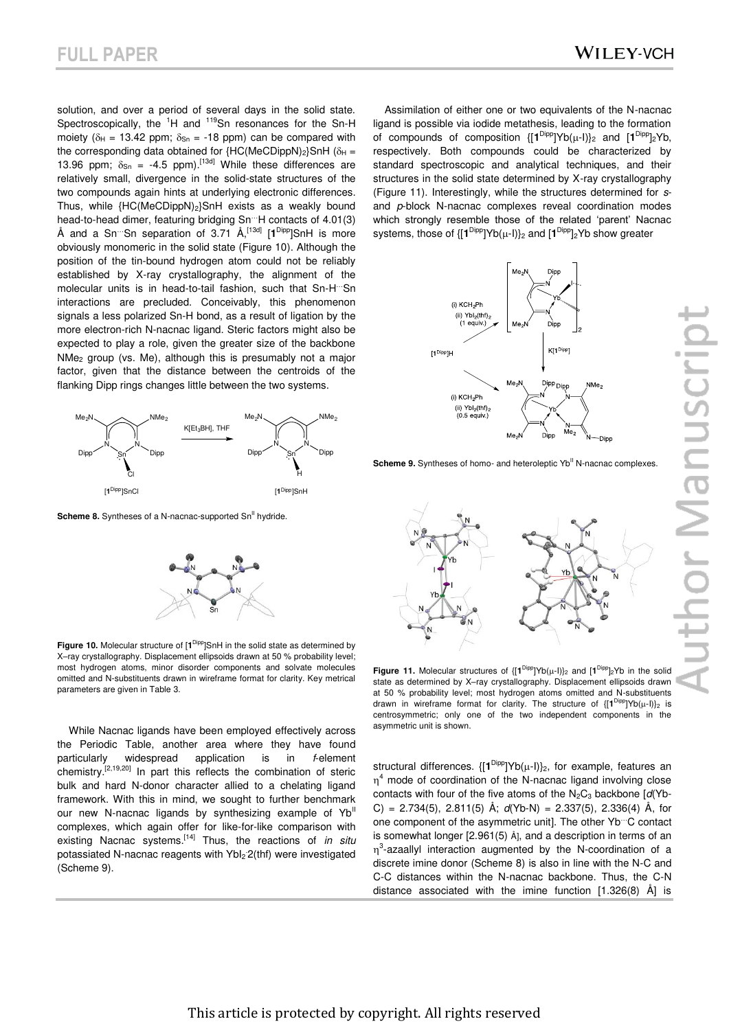solution, and over a period of several days in the solid state. Spectroscopically, the $^{1}$H and $^{119}$Sn resonances for the Sn-H moiety ($\delta_H$ = 13.42 ppm; $\delta_{Sn}$ = -18 ppm) can be compared with the corresponding data obtained for {HC(MeCDippN)$_2$}SnH ($\delta_H$ = 13.96 ppm; $\delta_{Sn}$ = -4.5 ppm).[13d] While these differences are relatively small, divergence in the solid-state structures of the two compounds again hints at underlying electronic differences. Thus, while {HC(MeCDippN)$_2$}SnH exists as a weakly bound head-to-head dimer, featuring bridging Sn···H contacts of 4.01(3) Å and a Sn···Sn separation of 3.71 Å,[13d] [**1**$^{Dipp}$]SnH is more obviously monomeric in the solid state (Figure 10). Although the position of the tin-bound hydrogen atom could not be reliably established by X-ray crystallography, the alignment of the molecular units is in head-to-tail fashion, such that Sn-H···Sn interactions are precluded. Conceivably, this phenomenon signals a less polarized Sn-H bond, as a result of ligation by the more electron-rich N-nacnac ligand. Steric factors might also be expected to play a role, given the greater size of the backbone NMe$_2$ group (vs. Me), although this is presumably not a major factor, given that the distance between the centroids of the flanking Dipp rings changes little between the two systems.

**Scheme 8.** Syntheses of a N-nacnac-supported Sn$^{II}$ hydride.

**Figure 10.** Molecular structure of [**1**$^{Dipp}$]SnH in the solid state as determined by X–ray crystallography. Displacement ellipsoids drawn at 50 % probability level; most hydrogen atoms, minor disorder components and solvate molecules omitted and N-substituents drawn in wireframe format for clarity. Key metrical parameters are given in Table 3.

While Nacnac ligands have been employed effectively across the Periodic Table, another area where they have found particularly widespread application is in *f*-element chemistry.[2,19,20] In part this reflects the combination of steric bulk and hard N-donor character allied to a chelating ligand framework. With this in mind, we sought to further benchmark our new N-nacnac ligands by synthesizing example of Yb$^{II}$ complexes, which again offer for like-for-like comparison with existing Nacnac systems.[14] Thus, the reactions of *in situ* potassiated N-nacnac reagents with YbI$_2$·2(thf) were investigated (Scheme 9).

Assimilation of either one or two equivalents of the N-nacnac ligand is possible via iodide metathesis, leading to the formation of compounds of composition {[**1**$^{Dipp}$]Yb($\mu$-I)}$_2$ and [**1**$^{Dipp}$]$_2$Yb, respectively. Both compounds could be characterized by standard spectroscopic and analytical techniques, and their structures in the solid state determined by X-ray crystallography (Figure 11). Interestingly, while the structures determined for *s*- and *p*-block N-nacnac complexes reveal coordination modes which strongly resemble those of the related 'parent' Nacnac systems, those of {[**1**$^{Dipp}$]Yb($\mu$-I)}$_2$ and [**1**$^{Dipp}$]$_2$Yb show greater

**Scheme 9.** Syntheses of homo- and heteroleptic Yb$^{II}$ N-nacnac complexes.

**Figure 11.** Molecular structures of {[**1**$^{Dipp}$]Yb($\mu$-I)}$_2$ and [**1**$^{Dipp}$]$_2$Yb in the solid state as determined by X–ray crystallography. Displacement ellipsoids drawn at 50 % probability level; most hydrogen atoms omitted and N-substituents drawn in wireframe format for clarity. The structure of {[**1**$^{Dipp}$]Yb($\mu$-I)}$_2$ is centrosymmetric; only one of the two independent components in the asymmetric unit is shown.

structural differences. {[**1**$^{Dipp}$]Yb($\mu$-I)}$_2$, for example, features an $\eta^4$ mode of coordination of the N-nacnac ligand involving close contacts with four of the five atoms of the N$_2$C$_3$ backbone [*d*(Yb-C) = 2.734(5), 2.811(5) Å; *d*(Yb-N) = 2.337(5), 2.336(4) Å, for one component of the asymmetric unit]. The other Yb···C contact is somewhat longer [2.961(5) Å], and a description in terms of an $\eta^3$-azaallyl interaction augmented by the N-coordination of a discrete imine donor (Scheme 8) is also in line with the N-C and C-C distances within the N-nacnac backbone. Thus, the C-N distance associated with the imine function [1.326(8) Å] is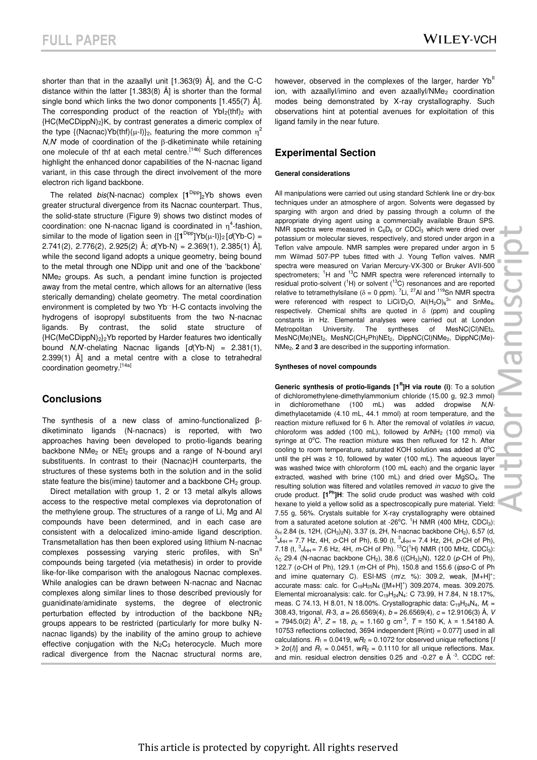shorter than that in the azaallyl unit [1.363(9) Å], and the C-C distance within the latter [1.383(8) Å] is shorter than the formal single bond which links the two donor components [1.455(7) Å]. The corresponding product of the reaction of $YbI_2(thf)_2$ with {HC(MeCDippN)$_2$}K, by contrast generates a dimeric complex of the type {(Nacnac)Yb(thf)(μ-I)}$_2$, featuring the more common $\eta^2$ *N,N'* mode of coordination of the β-diketiminate while retaining one molecule of thf at each metal centre.[14b] Such differences highlight the enhanced donor capabilities of the N-nacnac ligand variant, in this case through the direct involvement of the more electron rich ligand backbone.

The related *bis*(N-nacnac) complex [$1^{Dipp}$]$_2$Yb shows even greater structural divergence from its Nacnac counterpart. Thus, the solid-state structure (Figure 9) shows two distinct modes of coordination: one N-nacnac ligand is coordinated in $\eta^4$-fashion, similar to the mode of ligation seen in {[$1^{Dipp}$]Yb(μ-I)}$_2$ [*d*(Yb-C) = 2.741(2), 2.776(2), 2.925(2) Å; *d*(Yb-N) = 2.369(1), 2.385(1) Å], while the second ligand adopts a unique geometry, being bound to the metal through one NDipp unit and one of the 'backbone' $NMe_2$ groups. As such, a pendant imine function is projected away from the metal centre, which allows for an alternative (less sterically demanding) chelate geometry. The metal coordination environment is completed by two Yb···H-C contacts involving the hydrogens of isopropyl substituents from the two N-nacnac ligands. By contrast, the solid state structure of {HC(MeCDippN)$_2$}$_2$Yb reported by Harder features two identically bound *N,N'*-chelating Nacnac ligands [*d*(Yb-N) = 2.381(1), 2.399(1) Å] and a metal centre with a close to tetrahedral coordination geometry.[14a]

## Conclusions

The synthesis of a new class of amino-functionalized β-diketiminato ligands (N-nacnacs) is reported, with two approaches having been developed to protio-ligands bearing backbone $NMe_2$ or $NEt_2$ groups and a range of N-bound aryl substituents. In contrast to their (Nacnac)H counterparts, the structures of these systems both in the solution and in the solid state feature the bis(imine) tautomer and a backbone $CH_2$ group.

Direct metallation with group 1, 2 or 13 metal alkyls allows access to the respective metal complexes via deprotonation of the methylene group. The structures of a range of Li, Mg and Al compounds have been determined, and in each case are consistent with a delocalized imino-amide ligand description. Transmetallation has then been explored using lithium N-nacnac complexes possessing varying steric profiles, with $Sn^{II}$ compounds being targeted (via metathesis) in order to provide like-for-like comparison with the analogous Nacnac complexes. While analogies can be drawn between N-nacnac and Nacnac complexes along similar lines to those described previously for guanidinate/amidinate systems, the degree of electronic perturbation effected by introduction of the backbone $NR_2$ groups appears to be restricted (particularly for more bulky N-nacnac ligands) by the inability of the amino group to achieve effective conjugation with the $N_2C_3$ heterocycle. Much more radical divergence from the Nacnac structural norms are, however, observed in the complexes of the larger, harder $Yb^{II}$ ion, with azaallyl/imino and even azaallyl/$NMe_2$ coordination modes being demonstrated by X-ray crystallography. Such observations hint at potential avenues for exploitation of this ligand family in the near future.

## Experimental Section

#### General considerations

All manipulations were carried out using standard Schlenk line or dry-box techniques under an atmosphere of argon. Solvents were degassed by sparging with argon and dried by passing through a column of the appropriate drying agent using a commercially available Braun SPS. NMR spectra were measured in $C_6D_6$ or $CDCl_3$ which were dried over potassium or molecular sieves, respectively, and stored under argon in a Teflon valve ampoule. NMR samples were prepared under argon in 5 mm Wilmad 507-PP tubes fitted with J. Young Teflon valves. NMR spectra were measured on Varian Mercury-VX-300 or Bruker AVII-500 spectrometers; $^1H$ and $^{13}C$ NMR spectra were referenced internally to residual protio-solvent ($^1H$) or solvent ($^{13}C$) resonances and are reported relative to tetramethylsilane (δ = 0 ppm). $^7Li$, $^{27}Al$ and $^{119}Sn$ NMR spectra were referenced with respect to LiCl/$D_2O$, $Al(H_2O)_6^{3+}$ and $SnMe_4$, respectively. Chemical shifts are quoted in δ (ppm) and coupling constants in Hz. Elemental analyses were carried out at London Metropolitan University. The syntheses of MesNC(Cl)$NEt_2$, MesNC(Me)$NEt_2$, MesNC($CH_2$Ph)$NEt_2$, DippNC(Cl)$NMe_2$, DippNC(Me)-$NMe_2$, **2** and **3** are described in the supporting information.

#### Syntheses of novel compounds

**Generic synthesis of protio-ligands [$1^R$]H via route (i)**: To a solution of dichloromethylene-dimethylammonium chloride (15.00 g, 92.3 mmol) in dichloromethane (100 mL) was added dropwise *N,N*-dimethylacetamide (4.10 mL, 44.1 mmol) at room temperature, and the reaction mixture refluxed for 6 h. After the removal of volatiles *in vacuo*, chloroform was added (100 mL), followed by $ArNH_2$ (100 mmol) via syringe at 0°C. The reaction mixture was then refluxed for 12 h. After cooling to room temperature, saturated KOH solution was added at 0°C until the pH was ≥ 10, followed by water (100 mL). The aqueous layer was washed twice with chloroform (100 mL each) and the organic layer extracted, washed with brine (100 mL) and dried over $MgSO_4$. The resulting solution was filtered and volatiles removed *in vacuo* to give the crude product. **[$1^{Ph}$]H**: The solid crude product was washed with cold hexane to yield a yellow solid as a spectroscopically pure material. Yield: 7.55 g, 56%. Crystals suitable for X-ray crystallography were obtained from a saturated acetone solution at -26°C. $^1H$ NMR (400 MHz, $CDCl_3$): $\delta_H$ 2.84 (s, 12H, $(CH_3)_2N$), 3.37 (s, 2H, N-nacnac backbone $CH_2$), 6.57 (d, $^3J_{HH}$ = 7.7 Hz, 4H, *o*-CH of Ph), 6.90 (t, $^3J_{HH}$ = 7.4 Hz, 2H, *p*-CH of Ph), 7.18 (t, $^3J_{HH}$ = 7.6 Hz, 4H, *m*-CH of Ph). $^{13}C\{^1H\}$ NMR (100 MHz, $CDCl_3$): $\delta_C$ 29.4 (N-nacnac backbone $CH_2$), 38.6 ($(CH_3)_2N$), 122.0 (*p*-CH of Ph), 122.7 (*o*-CH of Ph), 129.1 (*m*-CH of Ph), 150.8 and 155.6 (*ipso*-C of Ph and imine quaternary C). ESI-MS (*m/z*, %): 309.2, weak, $[M+H]^+$; accurate mass: calc. for $C_{19}H_{25}N_4$ ($[M+H]^+$) 309.2074, meas. 309.2075. Elemental microanalysis: calc. for $C_{19}H_{24}N_4$: C 73.99, H 7.84, N 18.17%, meas. C 74.13, H 8.01, N 18.00%. Crystallographic data: $C_{19}H_{24}N_4$, $M_r$ = 308.43, trigonal, *R*-3, *a* = 26.6569(4), *b* = 26.6569(4), *c* = 12.9106(3) Å, *V* = 7945.0(2) Å$^3$, *Z* = 18, $\rho_c$ = 1.160 g cm$^{-3}$, *T* = 150 K, λ = 1.54180 Å. 10753 reflections collected, 3694 independent [R(int) = 0.077] used in all calculations. $R_1$ = 0.0419, w$R_2$ = 0.1072 for observed unique reflections [$I > 2\sigma(I)$] and $R_1$ = 0.0451, w$R_2$ = 0.1110 for all unique reflections. Max. and min. residual electron densities 0.25 and -0.27 e Å$^{-3}$. CCDC ref: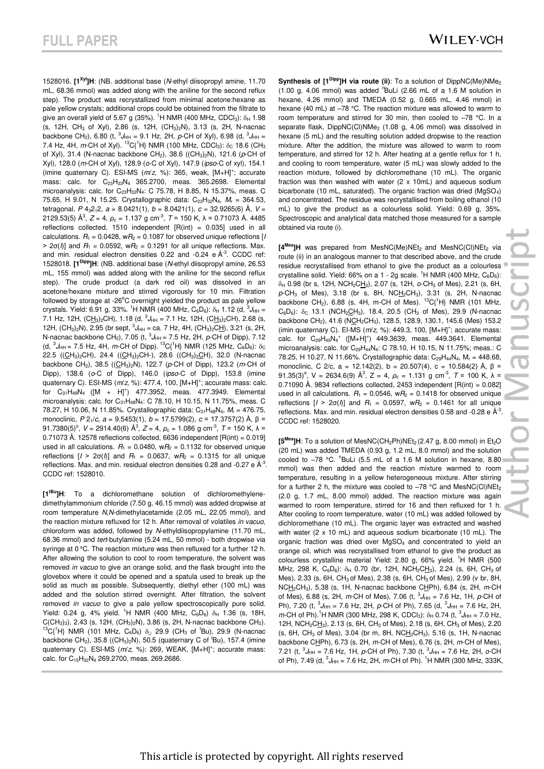1528016. **[1$^{Xyl}$]H**: (NB. additional base (*N*-ethyl diisopropyl amine, 11.70 mL, 68.36 mmol) was added along with the aniline for the second reflux step). The product was recrystallized from minimal acetone:hexane as pale yellow crystals; additional crops could be obtained from the filtrate to give an overall yield of 5.67 g (35%). $^{1}$H NMR (400 MHz, CDCl$_3$): $\delta_H$ 1.98 (s, 12H, CH$_3$ of Xyl), 2.86 (s, 12H, (CH$_3$)$_2$N), 3.13 (s, 2H, N-nacnac backbone CH$_2$), 6.80 (t, $^3J_{HH}$ = 9.1 Hz, 2H, *p*-CH of Xyl), 6.98 (d, $^3J_{HH}$ = 7.4 Hz, 4H, *m*-CH of Xyl). $^{13}$C{$^1$H} NMR (100 MHz, CDCl$_3$): $\delta_C$ 18.6 (CH$_3$ of Xyl), 31.4 (N-nacnac backbone CH$_2$), 38.6 ((CH$_3$)$_2$N), 121.6 (*p*-CH of Xyl), 128.0 (*m*-CH of Xyl), 128.9 (*o*-C of Xyl), 147.9 (*ipso*-C of xyl), 154.1 (imine quaternary C). ESI-MS (*m/z*, %): 365, weak, [M+H]$^+$; accurate mass: calc. for C$_{23}$H$_{33}$N$_4$ 365.2700, meas. 365.2698. Elemental microanalysis: calc. for C$_{23}$H$_{32}$N$_4$: C 75.78, H 8.85, N 15.37%, meas. C 75.65, H 9.01, N 15.25. Crystallographic data: C$_{23}$H$_{32}$N$_4$, $M_r$ = 364.53, tetragonal, *P* 4$_3$2$_1$2, *a* = 8.0421(1), *b* = 8.0421(1), *c* = 32.9265(6) Å, *V* = 2129.53(5) Å$^3$, *Z* = 4, $\rho_c$ = 1.137 g cm$^{-3}$, *T* = 150 K, λ = 0.71073 Å. 4485 reflections collected, 1510 independent [R(int) = 0.035] used in all calculations. $R_1$ = 0.0428, w$R_2$ = 0.1087 for observed unique reflections [$I > 2\sigma(I)$] and $R_1$ = 0.0592, w$R_2$ = 0.1291 for all unique reflections. Max. and min. residual electron densities 0.22 and -0.24 e Å$^{-3}$. CCDC ref: 1528018. **[1$^{Dipp}$]H**: (NB. additional base (*N*-ethyl diisopropyl amine, 26.53 mL, 155 mmol) was added along with the aniline for the second reflux step). The crude product (a dark red oil) was dissolved in an acetone/hexane mixture and stirred vigorously for 10 min. Filtration followed by storage at -26°C overnight yielded the product as pale yellow crystals. Yield: 6.91 g, 33%. $^1$H NMR (400 MHz, C$_6$D$_6$): $\delta_H$ 1.12 (d, $^3J_{HH}$ = 7.1 Hz, 12H, (CH$_3$)$_2$CH), 1.18 (d, $^3J_{HH}$ = 7.1 Hz, 12H, (CH$_3$)$_2$CH), 2.68 (s, 12H, (CH$_3$)$_2$N), 2.95 (br sept, $^3J_{HH}$ = ca. 7 Hz, 4H, (CH$_3$)$_2$CH), 3.21 (s, 2H, N-nacnac backbone CH$_2$), 7.05 (t, $^3J_{HH}$ = 7.5 Hz, 2H, *p*-CH of Dipp), 7.12 (d, $^3J_{HH}$ = 7.5 Hz, 4H, *m*-CH of Dipp). $^{13}$C{$^1$H} NMR (125 MHz, C$_6$D$_6$): $\delta_C$ 22.5 ((CH$_3$)$_2$CH), 24.4 ((CH$_3$)$_2$CH-), 28.6 ((CH$_3$)$_2$CH), 32.0 (N-nacnac backbone CH$_2$), 38.5 ((CH$_3$)$_2$N), 122.7 (*p*-CH of Dipp), 123.2 (*m*-CH of Dipp), 138.6 (*o*-C of Dipp), 146.0 (*ipso*-C of Dipp), 153.8 (imine quaternary C). ESI-MS (*m/z*, %): 477.4, 100, [M+H]$^+$; accurate mass: calc. for C$_{31}$H$_{49}$N$_4$ ([M + H]$^+$) 477.3952, meas. 477.3949. Elemental microanalysis: calc. for C$_{31}$H$_{48}$N$_4$: C 78.10, H 10.15, N 11.75%, meas. C 78.27, H 10.06, N 11.85%. Crystallographic data: C$_{31}$H$_{48}$N$_4$, $M_r$ = 476.75, monoclinic, *P* 2$_1$/*c*, *a* = 9.5453(1), *b* = 17.5799(2), *c* = 17.3757(2) Å, β = 91.7380(5)°, *V* = 2914.40(6) Å$^3$, *Z* = 4, $\rho_c$ = 1.086 g cm$^{-3}$, *T* = 150 K, λ = 0.71073 Å. 12578 reflections collected, 6636 independent [R(int) = 0.019] used in all calculations. $R_1$ = 0.0480, w$R_2$ = 0.1132 for observed unique reflections [$I > 2\sigma(I)$] and $R_1$ = 0.0637, w$R_2$ = 0.1315 for all unique reflections. Max. and min. residual electron densities 0.28 and -0.27 e Å$^{-3}$. CCDC ref: 1528010.

**[1$^{tBu}$]H**: To a dichloromethane solution of dichloromethylene-dimethylammonium chloride (7.50 g, 46.15 mmol) was added dropwise at room temperature *N,N*-dimethylacetamide (2.05 mL, 22.05 mmol), and the reaction mixture refluxed for 12 h. After removal of volatiles *in vacuo*, chloroform was added, followed by *N*-ethyldiisopropylamine (11.70 mL, 68.36 mmol) and *tert*-butylamine (5.24 mL, 50 mmol) - both dropwise via syringe at 0 °C. The reaction mixture was then refluxed for a further 12 h. After allowing the solution to cool to room temperature, the solvent was removed *in vacuo* to give an orange solid, and the flask brought into the glovebox where it could be opened and a spatula used to break up the solid as much as possible. Subsequently, diethyl ether (100 mL) was added and the solution stirred overnight. After filtration, the solvent removed *in vacuo* to give a pale yellow spectroscopically pure solid. Yield: 0.24 g, 4% yield. $^1$H NMR (400 MHz, C$_6$D$_6$) $\delta_H$ 1.36 (s, 18H, C(CH$_3$)$_3$), 2.43 (s, 12H, (CH$_3$)$_2$N), 3.86 (s, 2H, N-nacnac backbone CH$_2$). $^{13}$C{$^1$H} NMR (101 MHz, C$_6$D$_6$) $\delta_C$ 29.9 (CH$_3$ of $^t$Bu), 29.9 (N-nacnac backbone CH$_2$), 35.8 ((CH$_3$)$_2$N), 50.5 (quaternary C of $^t$Bu), 157.4 (imine quaternary C). ESI-MS (*m/z*, %): 269, WEAK, [M+H]$^+$; accurate mass: calc. for C$_{15}$H$_{32}$N$_4$ 269.2700, meas. 269.2686.

**Synthesis of [1$^{Dipp}$]H via route (ii)**: To a solution of DippNC(Me)NMe$_2$ (1.00 g, 4.06 mmol) was added $^n$BuLi (2.66 mL of a 1.6 M solution in hexane, 4.26 mmol) and TMEDA (0.52 g, 0.665 mL, 4.46 mmol) in hexane (40 mL) at –78 °C. The reaction mixture was allowed to warm to room temperature and stirred for 30 min, then cooled to –78 °C. In a separate flask, DippNC(Cl)NMe$_2$ (1.08 g, 4.06 mmol) was dissolved in hexane (5 mL) and the resulting solution added dropwise to the reaction mixture. After the addition, the mixture was allowed to warm to room temperature, and stirred for 12 h. After heating at a gentle reflux for 1 h, and cooling to room temperature, water (5 mL) was slowly added to the reaction mixture, followed by dichloromethane (10 mL). The organic fraction was then washed with water (2 x 10mL) and aqueous sodium bicarbonate (10 mL, saturated). The organic fraction was dried (MgSO$_4$) and concentrated. The residue was recrystallised from boiling ethanol (10 mL) to give the product as a colourless solid. Yield: 0.69 g, 35%. Spectroscopic and analytical data matched those measured for a sample obtained via route (i).

**[4$^{Mes}$]H** was prepared from MesNC(Me)NEt$_2$ and MesNC(Cl)NEt$_2$ via route (ii) in an analogous manner to that described above, and the crude residue recrystallised from ethanol to give the product as a colourless crystalline solid. Yield: 66% on a 1 - 2g scale. $^1$H NMR (400 MHz, C$_6$D$_6$): $\delta_H$ 0.98 (br s, 12H, NCH$_2$CH$_3$), 2.07 (s, 12H, *o*-CH$_3$ of Mes), 2.21 (s, 6H, *p*-CH$_3$ of Mes), 3.18 (br s, 8H, NCH$_2$CH$_3$), 3.31 (s, 2H, N-nacnac backbone CH$_2$), 6.88 (s, 4H, m-CH of Mes). $^{13}$C{$^1$H} NMR (101 MHz, C$_6$D$_6$): $\delta_C$ 13.1 (NCH$_2$CH$_3$), 18.4, 20.5 (CH$_3$ of Mes), 29.9 (N-nacnac backbone CH$_2$), 41.6 (NCH$_2$CH$_3$), 128.5, 128.9, 130.1, 145.6 (Mes) 153.2 (imin quaternary C). EI-MS (*m/z*, %): 449.3, 100, [M+H]$^+$; accurate mass: calc. for C$_{29}$H$_{45}$N$_4$$^+$ ([M+H]$^+$) 449.3639, meas. 449.3641. Elemental microanalysis: calc. for C$_{29}$H$_{44}$N$_4$: C 78.10, H 10.15, N 11.75%; meas.: C 78.25, H 10.27, N 11.66%. Crystallographic data: C$_{29}$H$_{44}$N$_4$, M$_r$ = 448.68, monoclinic, C 2/c, a = 12.142(2), b = 20.507(4), c = 10.584(2) Å, β = 91.35(3)°, V = 2634.6(9) Å$^3$, Z = 4, $\rho_c$ = 1.131 g cm$^{-3}$, *T* = 100 K, λ = 0.71090 Å. 9834 reflections collected, 2453 independent [R(int) = 0.082] used in all calculations. $R_1$ = 0.0546, w$R_2$ = 0.1418 for observed unique reflections [$I > 2\sigma(I)$] and $R_1$ = 0.0597, w$R_2$ = 0.1461 for all unique reflections. Max. and min. residual electron densities 0.58 and -0.28 e Å$^{-3}$. CCDC ref: 1528020.

**[5$^{Mes}$]H**: To a solution of MesNC(CH$_2$Ph)NEt$_2$ (2.47 g, 8.00 mmol) in Et$_2$O (20 mL) was added TMEDA (0.93 g, 1.2 mL, 8.0 mmol) and the solution cooled to –78 °C. $^n$BuLi (5.5 mL of a 1.6 M solution in hexane, 8.80 mmol) was then added and the reaction mixture warmed to room temperature, resulting in a yellow heterogeneous mixture. After stirring for a further 2 h, the mixture was cooled to –78 °C and MesNC(Cl)NEt$_2$ (2.0 g, 1.7 mL, 8.00 mmol) added. The reaction mixture was again warmed to room temperature, stirred for 16 and then refluxed for 1 h. After cooling to room temperature, water (10 mL) was added followed by dichloromethane (10 mL). The organic layer was extracted and washed with water (2 x 10 mL) and aqueous sodium bicarbonate (10 mL). The organic fraction was dried over MgSO$_4$ and concentrated to yield an orange oil, which was recrystallised from ethanol to give the product as colourless crystalline material Yield: 2.80 g, 66% yield. $^1$H NMR (500 MHz, 298 K, C$_6$D$_6$): $\delta_H$ 0.70 (br, 12H, NCH$_2$CH$_3$), 2.24 (s, 6H, CH$_3$ of Mes), 2.33 (s, 6H, CH$_3$ of Mes), 2.38 (s, 6H, CH$_3$ of Mes), 2.99 (v br, 8H, NCH$_2$CH$_3$), 5.38 (s, 1H, N-nacnac backbone CHPh), 6.84 (s, 2H, *m*-CH of Mes), 6.88 (s, 2H, *m*-CH of Mes), 7.06 (t, $^3J_{HH}$ = 7.6 Hz, 1H, *p*-CH of Ph), 7.20 (t, $^3J_{HH}$ = 7.6 Hz, 2H, *p*-CH of Ph), 7.65 (d, $^3J_{HH}$ = 7.6 Hz, 2H, *m*-CH of Ph). $^1$H NMR (300 MHz, 298 K, CDCl$_3$): $\delta_H$ 0.74 (t, $^3J_{HH}$ = 7.0 Hz, 12H, NCH$_2$CH$_3$), 2.13 (s, 6H, CH$_3$ of Mes), 2.18 (s, 6H, CH$_3$ of Mes), 2.20 (s, 6H, CH$_3$ of Mes), 3.04 (br m, 8H, NCH$_2$CH$_3$), 5.16 (s, 1H, N-nacnac backbone CHPh), 6.73 (s, 2H, *m*-CH of Mes), 6.76 (s, 2H, *m*-CH of Mes), 7.21 (t, $^3J_{HH}$ = 7.6 Hz, 1H, *p*-CH of Ph), 7.30 (t, $^3J_{HH}$ = 7.6 Hz, 2H, *o*-CH of Ph), 7.49 (d, $^3J_{HH}$ = 7.6 Hz, 2H, *m*-CH of Ph). $^1$H NMR (300 MHz, 333K,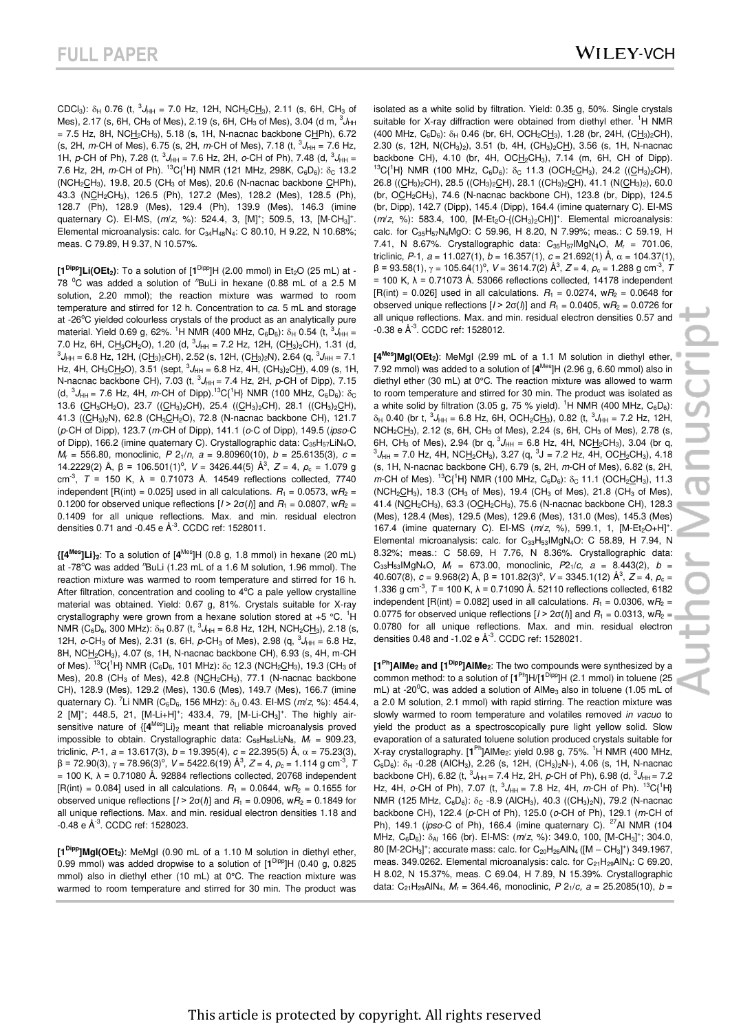$CDCl_3$): $\delta_H$ 0.76 (t, $^3J_{HH}$ = 7.0 Hz, 12H, $NCH_2C\underline{H}_3$), 2.11 (s, 6H, $CH_3$ of Mes), 2.17 (s, 6H, $CH_3$ of Mes), 2.19 (s, 6H, $CH_3$ of Mes), 3.04 (d m, $^3J_{HH}$ = 7.5 Hz, 8H, $NC\underline{H}_2CH_3$), 5.18 (s, 1H, N-nacnac backbone $C\underline{H}Ph$), 6.72 (s, 2H, *m*-CH of Mes), 6.75 (s, 2H, *m*-CH of Mes), 7.18 (t, $^3J_{HH}$ = 7.6 Hz, 1H, *p*-CH of Ph), 7.28 (t, $^3J_{HH}$ = 7.6 Hz, 2H, *o*-CH of Ph), 7.48 (d, $^3J_{HH}$ = 7.6 Hz, 2H, *m*-CH of Ph). $^{13}C\{^1H\}$ NMR (121 MHz, 298K, $C_6D_6$): $\delta_C$ 13.2 ($NCH_2\underline{C}H_3$), 19.8, 20.5 ($CH_3$ of Mes), 20.6 (N-nacnac backbone $\underline{C}HPh$), 43.3 ($N\underline{C}H_2CH_3$), 126.5 (Ph), 127.2 (Mes), 128.2 (Mes), 128.5 (Ph), 128.7 (Ph), 128.9 (Mes), 129.4 (Ph), 139.9 (Mes), 146.3 (imine quaternary C). EI-MS, (*m*/*z*, %): 524.4, 3, [M]$^+$; 509.5, 13, [M-$CH_3$]$^+$. Elemental microanalysis: calc. for $C_{34}H_{48}N_4$: C 80.10, H 9.22, N 10.68%; meas. C 79.89, H 9.37, N 10.57%.

**[1$^{Dipp}$]Li(OEt$_2$)**: To a solution of [1$^{Dipp}$]H (2.00 mmol) in $Et_2O$ (25 mL) at -78 $^0$C was added a solution of $^n$BuLi in hexane (0.88 mL of a 2.5 M solution, 2.20 mmol); the reaction mixture was warmed to room temperature and stirred for 12 h. Concentration to *ca.* 5 mL and storage at -26°C yielded colourless crystals of the product as an analytically pure material. Yield 0.69 g, 62%. $^1$H NMR (400 MHz, $C_6D_6$): $\delta_H$ 0.54 (t, $^3J_{HH}$ = 7.0 Hz, 6H, $C\underline{H}_3CH_2O$), 1.20 (d, $^3J_{HH}$ = 7.2 Hz, 12H, $(C\underline{H}_3)_2CH$), 1.31 (d, $^3J_{HH}$ = 6.8 Hz, 12H, $(C\underline{H}_3)_2CH$), 2.52 (s, 12H, $(C\underline{H}_3)_2N$), 2.64 (q, $^3J_{HH}$ = 7.1 Hz, 4H, $CH_3C\underline{H}_2O$), 3.51 (sept, $^3J_{HH}$ = 6.8 Hz, 4H, $(CH_3)_2C\underline{H}$), 4.09 (s, 1H, N-nacnac backbone CH), 7.03 (t, $^3J_{HH}$ = 7.4 Hz, 2H, *p*-CH of Dipp), 7.15 (d, $^3J_{HH}$ = 7.6 Hz, 4H, *m*-CH of Dipp). $^{13}C\{^1H\}$ NMR (100 MHz, $C_6D_6$): $\delta_C$ 13.6 ($\underline{C}H_3CH_2O$), 23.7 ($(\underline{C}H_3)_2CH$), 25.4 ($(\underline{C}H_3)_2CH$), 28.1 ($(CH_3)_2\underline{C}H$), 41.3 ($(\underline{C}H_3)_2N$), 62.8 ($CH_3\underline{C}H_2O$), 72.8 (N-nacnac backbone CH), 121.7 (*p*-CH of Dipp), 123.7 (*m*-CH of Dipp), 141.1 (*o*-C of Dipp), 149.5 (*ipso*-C of Dipp), 166.2 (imine quaternary C). Crystallographic data: $C_{35}H_{57}LiN_4O$, $M_r$ = 556.80, monoclinic, $P\ 2_1/n$, $a$ = 9.80960(10), $b$ = 25.6135(3), $c$ = 14.2229(2) Å, $\beta$ = 106.501(1)°, $V$ = 3426.44(5) Å$^3$, $Z$ = 4, $\rho_c$ = 1.079 g cm$^{-3}$, $T$ = 150 K, $\lambda$ = 0.71073 Å. 14549 reflections collected, 7740 independent [R(int) = 0.025] used in all calculations. $R_1$ = 0.0573, w$R_2$ = 0.1200 for observed unique reflections [$I > 2\sigma(I)$] and $R_1$ = 0.0807, w$R_2$ = 0.1409 for all unique reflections. Max. and min. residual electron densities 0.71 and -0.45 e Å$^{-3}$. CCDC ref: 1528011.

**{[4$^{Mes}$]Li}$_2$**: To a solution of [4$^{Mes}$]H (0.8 g, 1.8 mmol) in hexane (20 mL) at -78°C was added $^n$BuLi (1.23 mL of a 1.6 M solution, 1.96 mmol). The reaction mixture was warmed to room temperature and stirred for 16 h. After filtration, concentration and cooling to 4°C a pale yellow crystalline material was obtained. Yield: 0.67 g, 81%. Crystals suitable for X-ray crystallography were grown from a hexane solution stored at +5 °C. $^1$H NMR ($C_6D_6$, 300 MHz): $\delta_H$ 0.87 (t, $^3J_{HH}$ = 6.8 Hz, 12H, $NCH_2C\underline{H}_3$), 2.18 (s, 12H, *o*-$CH_3$ of Mes), 2.31 (s, 6H, *p*-$CH_3$ of Mes), 2.98 (q, $^3J_{HH}$ = 6.8 Hz, 8H, $NC\underline{H}_2CH_3$), 4.07 (s, 1H, N-nacnac backbone CH), 6.93 (s, 4H, m-CH of Mes). $^{13}C\{^1H\}$ NMR ($C_6D_6$, 101 MHz): $\delta_C$ 12.3 ($NCH_2\underline{C}H_3$), 19.3 ($CH_3$ of Mes), 20.8 ($CH_3$ of Mes), 42.8 ($N\underline{C}H_2CH_3$), 77.1 (N-nacnac backbone CH), 128.9 (Mes), 129.2 (Mes), 130.6 (Mes), 149.7 (Mes), 166.7 (imine quaternary C). $^7$Li NMR ($C_6D_6$, 156 MHz): $\delta_{Li}$ 0.43. EI-MS (*m*/*z*, %): 454.4, 2 [M]$^+$; 448.5, 21, [M-Li+H]$^+$; 433.4, 79, [M-Li-$CH_3$]$^+$. The highly air-sensitive nature of {[4$^{Mes}$]Li}$_2$ meant that reliable microanalysis proved impossible to obtain. Crystallographic data: $C_{58}H_{88}Li_2N_8$, $M_r$ = 909.23, triclinic, *P*-1, $a$ = 13.617(3), $b$ = 19.395(4), $c$ = 22.395(5) Å, $\alpha$ = 75.23(3), $\beta$ = 72.90(3), $\gamma$ = 78.96(3)°, $V$ = 5422.6(19) Å$^3$, $Z$ = 4, $\rho_c$ = 1.114 g cm$^{-3}$, $T$ = 100 K, $\lambda$ = 0.71080 Å. 92884 reflections collected, 20768 independent [R(int) = 0.084] used in all calculations. $R_1$ = 0.0644, w$R_2$ = 0.1655 for observed unique reflections [$I > 2\sigma(I)$] and $R_1$ = 0.0906, w$R_2$ = 0.1849 for all unique reflections. Max. and min. residual electron densities 1.18 and -0.48 e Å$^{-3}$. CCDC ref: 1528023.

**[1$^{Dipp}$]MgI(OEt$_2$)**: MeMgI (0.90 mL of a 1.10 M solution in diethyl ether, 0.99 mmol) was added dropwise to a solution of [1$^{Dipp}$]H (0.40 g, 0.825 mmol) also in diethyl ether (10 mL) at 0°C. The reaction mixture was warmed to room temperature and stirred for 30 min. The product was isolated as a white solid by filtration. Yield: 0.35 g, 50%. Single crystals suitable for X-ray diffraction were obtained from diethyl ether. $^1$H NMR (400 MHz, $C_6D_6$): $\delta_H$ 0.46 (br, 6H, $OCH_2C\underline{H}_3$), 1.28 (br, 24H, $(C\underline{H}_3)_2CH$), 2.30 (s, 12H, $N(CH_3)_2$), 3.51 (b, 4H, $(CH_3)_2C\underline{H}$), 3.56 (s, 1H, N-nacnac backbone CH), 4.10 (br, 4H, $OC\underline{H}_2CH_3$), 7.14 (m, 6H, CH of Dipp). $^{13}C\{^1H\}$ NMR (100 MHz, $C_6D_6$): $\delta_C$ 11.3 ($OCH_2\underline{C}H_3$), 24.2 ($(\underline{C}H_3)_2CH$), 26.8 ($(\underline{C}H_3)_2CH$), 28.5 ($(CH_3)_2\underline{C}H$), 28.1 ($(CH_3)_2\underline{C}H$), 41.1 ($N(\underline{C}H_3)_2$), 60.0 (br, $O\underline{C}H_2CH_3$), 74.6 (N-nacnac backbone CH), 123.8 (br, Dipp), 124.5 (br, Dipp), 142.7 (Dipp), 145.4 (Dipp), 164.4 (imine quaternary C). EI-MS (*m*/*z*, %): 583.4, 100, [M-$Et_2$O-{($CH_3$)$_2$CH}]$^+$. Elemental microanalysis: calc. for $C_{35}H_{57}N_4MgO$: C 59.96, H 8.20, N 7.99%; meas.: C 59.19, H 7.41, N 8.67%. Crystallographic data: $C_{35}H_{57}IMgN_4O$, $M_r$ = 701.06, triclinic, *P*-1, $a$ = 11.027(1), $b$ = 16.357(1), $c$ = 21.692(1) Å, $\alpha$ = 104.37(1), $\beta$ = 93.58(1), $\gamma$ = 105.64(1)°, $V$ = 3614.7(2) Å$^3$, $Z$ = 4, $\rho_c$ = 1.288 g cm$^{-3}$, $T$ = 100 K, $\lambda$ = 0.71073 Å. 53066 reflections collected, 14178 independent [R(int) = 0.026] used in all calculations. $R_1$ = 0.0274, w$R_2$ = 0.0648 for observed unique reflections [$I > 2\sigma(I)$] and $R_1$ = 0.0405, w$R_2$ = 0.0726 for all unique reflections. Max. and min. residual electron densities 0.57 and -0.38 e Å$^{-3}$. CCDC ref: 1528012.

**[4$^{Mes}$]MgI(OEt$_2$)**: MeMgI (2.99 mL of a 1.1 M solution in diethyl ether, 7.92 mmol) was added to a solution of [4$^{Mes}$]H (2.96 g, 6.60 mmol) also in diethyl ether (30 mL) at 0°C. The reaction mixture was allowed to warm to room temperature and stirred for 30 min. The product was isolated as a white solid by filtration (3.05 g, 75 % yield). $^1$H NMR (400 MHz, $C_6D_6$): $\delta_H$ 0.40 (br t, $^3J_{HH}$ = 6.8 Hz, 6H, $OCH_2C\underline{H}_3$), 0.82 (t, $^3J_{HH}$ = 7.2 Hz, 12H, $NCH_2C\underline{H}_3$), 2.12 (s, 6H, $CH_3$ of Mes), 2.24 (s, 6H, $CH_3$ of Mes), 2.78 (s, 6H, $CH_3$ of Mes), 2.94 (br q, $^3J_{HH}$ = 6.8 Hz, 4H, $NC\underline{H}_2CH_3$), 3.04 (br q, $^3J_{HH}$ = 7.0 Hz, 4H, $NC\underline{H}_2CH_3$), 3.27 (q, $^3J$ = 7.2 Hz, 4H, $OC\underline{H}_2CH_3$), 4.18 (s, 1H, N-nacnac backbone CH), 6.79 (s, 2H, *m*-CH of Mes), 6.82 (s, 2H, *m*-CH of Mes). $^{13}C\{^1H\}$ NMR (100 MHz, $C_6D_6$): $\delta_C$ 11.1 ($OCH_2\underline{C}H_3$), 11.3 ($NCH_2\underline{C}H_3$), 18.3 ($CH_3$ of Mes), 19.4 ($CH_3$ of Mes), 21.8 ($CH_3$ of Mes), 41.4 ($N\underline{C}H_2CH_3$), 63.3 ($O\underline{C}H_2CH_3$), 75.6 (N-nacnac backbone CH), 128.3 (Mes), 128.4 (Mes), 129.5 (Mes), 129.6 (Mes), 131.0 (Mes), 145.3 (Mes) 167.4 (imine quaternary C). EI-MS (*m*/*z*, %), 599.1, 1, [M-$Et_2$O+H]$^+$. Elemental microanalysis: calc. for $C_{33}H_{53}IMgN_4O$: C 58.89, H 7.94, N 8.32%; meas.: C 58.69, H 7.76, N 8.36%. Crystallographic data: $C_{33}H_{53}IMgN_4O$, $M_r$ = 673.00, monoclinic, $P2_1/c$, $a$ = 8.443(2), $b$ = 40.607(8), $c$ = 9.968(2) Å, $\beta$ = 101.82(3)°, $V$ = 3345.1(12) Å$^3$, $Z$ = 4, $\rho_c$ = 1.336 g cm$^{-3}$, $T$ = 100 K, $\lambda$ = 0.71090 Å. 52110 reflections collected, 6182 independent [R(int) = 0.082] used in all calculations. $R_1$ = 0.0306, w$R_2$ = 0.0775 for observed unique reflections [$I > 2\sigma(I)$] and $R_1$ = 0.0313, w$R_2$ = 0.0780 for all unique reflections. Max. and min. residual electron densities 0.48 and -1.02 e Å$^{-3}$. CCDC ref: 1528021.

**[1$^{Ph}$]AlMe$_2$ and [1$^{Dipp}$]AlMe$_2$**: The two compounds were synthesized by a common method: to a solution of [1$^{Ph}$]H/[1$^{Dipp}$]H (2.1 mmol) in toluene (25 mL) at -20$^0$C, was added a solution of $AlMe_3$ also in toluene (1.05 mL of a 2.0 M solution, 2.1 mmol) with rapid stirring. The reaction mixture was slowly warmed to room temperature and volatiles removed *in vacuo* to yield the product as a spectroscopically pure light yellow solid. Slow evaporation of a saturated toluene solution produced crystals suitable for X-ray crystallography. [1$^{Ph}$]AlMe$_2$: yield 0.98 g, 75%. $^1$H NMR (400 MHz, $C_6D_6$): $\delta_H$ -0.28 ($AlCH_3$), 2.26 (s, 12H, $(CH_3)_2N$-), 4.06 (s, 1H, N-nacnac backbone CH), 6.82 (t, $^3J_{HH}$ = 7.4 Hz, 2H, *p*-CH of Ph), 6.98 (d, $^3J_{HH}$ = 7.2 Hz, 4H, *o*-CH of Ph), 7.07 (t, $^3J_{HH}$ = 7.8 Hz, 4H, *m*-CH of Ph). $^{13}C\{^1H\}$ NMR (125 MHz, $C_6D_6$): $\delta_C$ -8.9 ($AlCH_3$), 40.3 ($(CH_3)_2N$), 79.2 (N-nacnac backbone CH), 122.4 (*p*-CH of Ph), 125.0 (*o*-CH of Ph), 129.1 (*m*-CH of Ph), 149.1 (*ipso*-C of Ph), 166.4 (imine quaternary C). $^{27}$Al NMR (104 MHz, $C_6D_6$): $\delta_{Al}$ 166 (br). EI-MS: (*m*/*z*, %): 349.0, 100, [M-$CH_3$]$^+$; 304.0, 80 [M-2$CH_3$]$^+$; accurate mass: calc. for $C_{20}H_{26}AlN_4$ ([M – $CH_3$]$^+$) 349.1967, meas. 349.0262. Elemental microanalysis: calc. for $C_{21}H_{29}AlN_4$: C 69.20, H 8.02, N 15.37%, meas. C 69.04, H 7.89, N 15.39%. Crystallographic data: $C_{21}H_{29}AlN_4$, $M_r$ = 364.46, monoclinic, $P\ 2_1/c$, $a$ = 25.2085(10), $b$ =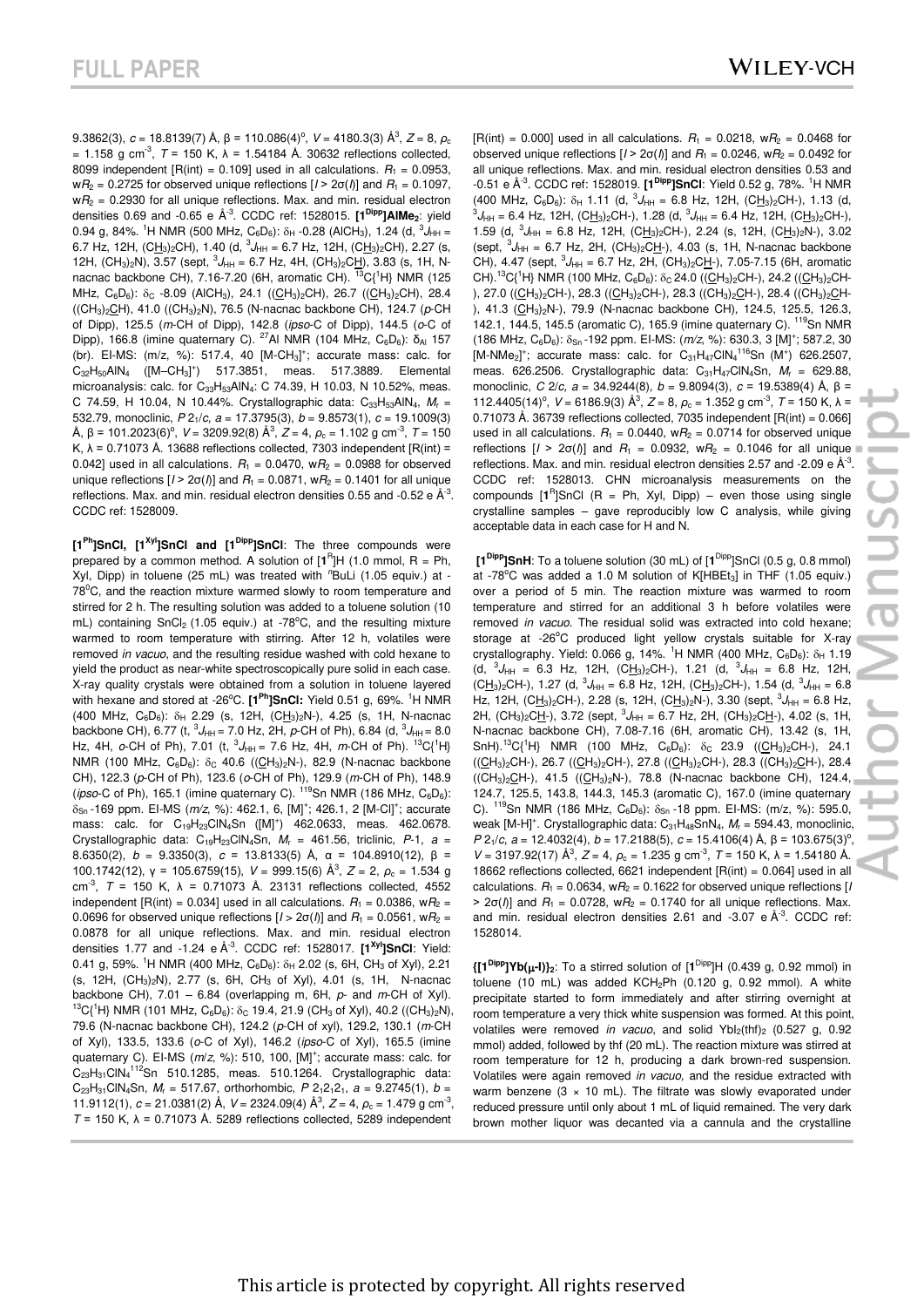9.3862(3), $c$ = 18.8139(7) Å, β = 110.086(4)°, $V$ = 4180.3(3) Å$^3$, $Z$ = 8, $\rho_c$ = 1.158 g cm$^{-3}$, $T$ = 150 K, λ = 1.54184 Å. 30632 reflections collected, 8099 independent [R(int) = 0.109] used in all calculations. $R_1$ = 0.0953, w$R_2$ = 0.2725 for observed unique reflections [$I > 2\sigma(I)$] and $R_1$ = 0.1097, w$R_2$ = 0.2930 for all unique reflections. Max. and min. residual electron densities 0.69 and -0.65 e Å$^{-3}$. CCDC ref: 1528015. **[1$^{Dipp}$]AlMe$_2$**: yield 0.94 g, 84%. $^1$H NMR (500 MHz, $C_6D_6$): $\delta_H$ -0.28 (AlCH$_3$), 1.24 (d, $^3J_{HH}$ = 6.7 Hz, 12H, (C$\underline{H}_3$)$_2$CH), 1.40 (d, $^3J_{HH}$ = 6.7 Hz, 12H, (C$\underline{H}_3$)$_2$CH), 2.27 (s, 12H, (CH$_3$)$_2$N), 3.57 (sept, $^3J_{HH}$ = 6.7 Hz, 4H, (CH$_3$)$_2$C$\underline{H}$), 3.83 (s, 1H, N-nacnac backbone CH), 7.16-7.20 (6H, aromatic CH). $^{13}$C{$^1$H} NMR (125 MHz, $C_6D_6$): $\delta_C$ -8.09 (AlCH$_3$), 24.1 (($\underline{C}$H$_3$)$_2$CH), 26.7 (($\underline{C}$H$_3$)$_2$CH), 28.4 ((CH$_3$)$_2\underline{C}$H), 41.0 ((CH$_3$)$_2$N), 76.5 (N-nacnac backbone CH), 124.7 (*p*-CH of Dipp), 125.5 (*m*-CH of Dipp), 142.8 (*ipso*-C of Dipp), 144.5 (*o*-C of Dipp), 166.8 (imine quaternary C). $^{27}$Al NMR (104 MHz, $C_6D_6$): $\delta_{Al}$ 157 (br). EI-MS: (m/z, %): 517.4, 40 [M-CH$_3$]$^+$; accurate mass: calc. for $C_{32}H_{50}AlN_4$ ([M–CH$_3$]$^+$) 517.3851, meas. 517.3889. Elemental microanalysis: calc. for $C_{33}H_{53}AlN_4$: C 74.39, H 10.03, N 10.52%, meas. C 74.59, H 10.04, N 10.44%. Crystallographic data: $C_{33}H_{53}AlN_4$, $M_r$ = 532.79, monoclinic, $P2_1/c$, $a$ = 17.3795(3), $b$ = 9.8573(1), $c$ = 19.1009(3) Å, β = 101.2023(6)°, $V$ = 3209.92(8) Å$^3$, $Z$ = 4, $\rho_c$ = 1.102 g cm$^{-3}$, $T$ = 150 K, λ = 0.71073 Å. 13688 reflections collected, 7303 independent [R(int) = 0.042] used in all calculations. $R_1$ = 0.0470, w$R_2$ = 0.0988 for observed unique reflections [$I > 2\sigma(I)$] and $R_1$ = 0.0871, w$R_2$ = 0.1401 for all unique reflections. Max. and min. residual electron densities 0.55 and -0.52 e Å$^{-3}$. CCDC ref: 1528009.

**[1$^{Ph}$]SnCl, [1$^{Xyl}$]SnCl and [1$^{Dipp}$]SnCl**: The three compounds were prepared by a common method. A solution of [1$^R$]H (1.0 mmol, R = Ph, Xyl, Dipp) in toluene (25 mL) was treated with $^n$BuLi (1.05 equiv.) at -78°C, and the reaction mixture warmed slowly to room temperature and stirred for 2 h. The resulting solution was added to a toluene solution (10 mL) containing SnCl$_2$ (1.05 equiv.) at -78°C, and the resulting mixture warmed to room temperature with stirring. After 12 h, volatiles were removed *in vacuo*, and the resulting residue washed with cold hexane to yield the product as near-white spectroscopically pure solid in each case. X-ray quality crystals were obtained from a solution in toluene layered with hexane and stored at -26°C. **[1$^{Ph}$]SnCl:** Yield 0.51 g, 69%. $^1$H NMR (400 MHz, $C_6D_6$): $\delta_H$ 2.29 (s, 12H, (C$\underline{H}_3$)$_2$N-), 4.25 (s, 1H, N-nacnac backbone CH), 6.77 (t, $^3J_{HH}$ = 7.0 Hz, 2H, *p*-CH of Ph), 6.84 (d, $^3J_{HH}$ = 8.0 Hz, 4H, *o*-CH of Ph), 7.01 (t, $^3J_{HH}$ = 7.6 Hz, 4H, *m*-CH of Ph). $^{13}$C{$^1$H} NMR (100 MHz, $C_6D_6$): $\delta_C$ 40.6 (($\underline{C}$H$_3$)$_2$N-), 82.9 (N-nacnac backbone CH), 122.3 (*p*-CH of Ph), 123.6 (*o*-CH of Ph), 129.9 (*m*-CH of Ph), 148.9 (*ipso*-C of Ph), 165.1 (imine quaternary C). $^{119}$Sn NMR (186 MHz, $C_6D_6$): $\delta_{Sn}$ -169 ppm. EI-MS (*m/z*, %): 462.1, 6, [M]$^+$; 426.1, 2 [M-Cl]$^+$; accurate mass: calc. for $C_{19}H_{23}ClN_4Sn$ ([M]$^+$) 462.0633, meas. 462.0678. Crystallographic data: $C_{19}H_{23}ClN_4Sn$, $M_r$ = 461.56, triclinic, $P$-1, $a$ = 8.6350(2), $b$ = 9.3350(3), $c$ = 13.8133(5) Å, α = 104.8910(12), β = 100.1742(12), γ = 105.6759(15), $V$ = 999.15(6) Å$^3$, $Z$ = 2, $\rho_c$ = 1.534 g cm$^{-3}$, $T$ = 150 K, λ = 0.71073 Å. 23131 reflections collected, 4552 independent [R(int) = 0.034] used in all calculations. $R_1$ = 0.0386, w$R_2$ = 0.0696 for observed unique reflections [$I > 2\sigma(I)$] and $R_1$ = 0.0561, w$R_2$ = 0.0878 for all unique reflections. Max. and min. residual electron densities 1.77 and -1.24 e Å$^{-3}$. CCDC ref: 1528017. **[1$^{Xyl}$]SnCl**: Yield: 0.41 g, 59%. $^1$H NMR (400 MHz, $C_6D_6$): $\delta_H$ 2.02 (s, 6H, CH$_3$ of Xyl), 2.21 (s, 12H, (CH$_3$)$_2$N), 2.77 (s, 6H, CH$_3$ of Xyl), 4.01 (s, 1H, N-nacnac backbone CH), 7.01 – 6.84 (overlapping m, 6H, *p*- and *m*-CH of Xyl). $^{13}$C{$^1$H} NMR (101 MHz, $C_6D_6$): $\delta_C$ 19.4, 21.9 (CH$_3$ of Xyl), 40.2 ((CH$_3$)$_2$N), 79.6 (N-nacnac backbone CH), 124.2 (*p*-CH of Xyl), 129.2, 130.1 (*m*-CH of Xyl), 133.5, 133.6 (*o*-C of Xyl), 146.2 (*ipso*-C of Xyl), 165.5 (imine quaternary C). EI-MS (*m/z*, %): 510, 100, [M]$^+$; accurate mass: calc. for $C_{23}H_{31}ClN_4{}^{112}Sn$ 510.1285, meas. 510.1264. Crystallographic data: $C_{23}H_{31}ClN_4Sn$, $M_r$ = 517.67, orthorhombic, $P2_12_12_1$, $a$ = 9.2745(1), $b$ = 11.9112(1), $c$ = 21.0381(2) Å, $V$ = 2324.09(4) Å$^3$, $Z$ = 4, $\rho_c$ = 1.479 g cm$^{-3}$, $T$ = 150 K, λ = 0.71073 Å. 5289 reflections collected, 5289 independent [R(int) = 0.000] used in all calculations. $R_1$ = 0.0218, w$R_2$ = 0.0468 for observed unique reflections [$I > 2\sigma(I)$] and $R_1$ = 0.0246, w$R_2$ = 0.0492 for all unique reflections. Max. and min. residual electron densities 0.53 and -0.51 e Å$^{-3}$. CCDC ref: 1528019. **[1$^{Dipp}$]SnCl**: Yield 0.52 g, 78%. $^1$H NMR (400 MHz, $C_6D_6$): $\delta_H$ 1.11 (d, $^3J_{HH}$ = 6.8 Hz, 12H, (C$\underline{H}_3$)$_2$CH-), 1.13 (d, $^3J_{HH}$ = 6.4 Hz, 12H, (C$\underline{H}_3$)$_2$CH-), 1.28 (d, $^3J_{HH}$ = 6.4 Hz, 12H, (C$\underline{H}_3$)$_2$CH-), 1.59 (d, $^3J_{HH}$ = 6.8 Hz, 12H, (C$\underline{H}_3$)$_2$CH-), 2.24 (s, 12H, (C$\underline{H}_3$)$_2$N-), 3.02 (sept, $^3J_{HH}$ = 6.7 Hz, 2H, (CH$_3$)$_2$C$\underline{H}$-), 4.03 (s, 1H, N-nacnac backbone CH), 4.47 (sept, $^3J_{HH}$ = 6.7 Hz, 2H, (CH$_3$)$_2$C$\underline{H}$-), 7.05-7.15 (6H, aromatic CH).$^{13}$C{$^1$H} NMR (100 MHz, $C_6D_6$): $\delta_C$ 24.0 (($\underline{C}$H$_3$)$_2$CH-), 24.2 (($\underline{C}$H$_3$)$_2$CH-), 27.0 (($\underline{C}$H$_3$)$_2$CH-), 28.3 (($\underline{C}$H$_3$)$_2$CH-), 28.3 ((CH$_3$)$_2\underline{C}$H-), 28.4 ((CH$_3$)$_2\underline{C}$H-), 41.3 ($\underline{C}$H$_3$)$_2$N-), 79.9 (N-nacnac backbone CH), 124.5, 125.5, 126.3, 142.1, 144.5, 145.5 (aromatic C), 165.9 (imine quaternary C). $^{119}$Sn NMR (186 MHz, $C_6D_6$): $\delta_{Sn}$ -192 ppm. EI-MS: (*m/z*, %): 630.3, 3 [M]$^+$; 587.2, 30 [M-NMe$_2$]$^+$; accurate mass: calc. for $C_{31}H_{47}ClN_4{}^{116}Sn$ (M$^+$) 626.2507, meas. 626.2506. Crystallographic data: $C_{31}H_{47}ClN_4Sn$, $M_r$ = 629.88, monoclinic, $C2/c$, $a$ = 34.9244(8), $b$ = 9.8094(3), $c$ = 19.5389(4) Å, β = 112.4405(14)°, $V$ = 6186.9(3) Å$^3$, $Z$ = 8, $\rho_c$ = 1.352 g cm$^{-3}$, $T$ = 150 K, λ = 0.71073 Å. 36739 reflections collected, 7035 independent [R(int) = 0.066] used in all calculations. $R_1$ = 0.0440, w$R_2$ = 0.0714 for observed unique reflections [$I > 2\sigma(I)$] and $R_1$ = 0.0932, w$R_2$ = 0.1046 for all unique reflections. Max. and min. residual electron densities 2.57 and -2.09 e Å$^{-3}$. CCDC ref: 1528013. CHN microanalysis measurements on the compounds [1$^R$]SnCl (R = Ph, Xyl, Dipp) – even those using single crystalline samples – gave reproducibly low C analysis, while giving acceptable data in each case for H and N.

**[1$^{Dipp}$]SnH**: To a toluene solution (30 mL) of [1$^{Dipp}$]SnCl (0.5 g, 0.8 mmol) at -78°C was added a 1.0 M solution of K[HBEt$_3$] in THF (1.05 equiv.) over a period of 5 min. The reaction mixture was warmed to room temperature and stirred for an additional 3 h before volatiles were removed *in vacuo*. The residual solid was extracted into cold hexane; storage at -26°C produced light yellow crystals suitable for X-ray crystallography. Yield: 0.066 g, 14%. $^1$H NMR (400 MHz, $C_6D_6$): $\delta_H$ 1.19 (d, $^3J_{HH}$ = 6.3 Hz, 12H, (C$\underline{H}_3$)$_2$CH-), 1.21 (d, $^3J_{HH}$ = 6.8 Hz, 12H, (C$\underline{H}_3$)$_2$CH-), 1.27 (d, $^3J_{HH}$ = 6.8 Hz, 12H, (C$\underline{H}_3$)$_2$CH-), 1.54 (d, $^3J_{HH}$ = 6.8 Hz, 12H, (C$\underline{H}_3$)$_2$CH-), 2.28 (s, 12H, (C$\underline{H}_3$)$_2$N-), 3.30 (sept, $^3J_{HH}$ = 6.8 Hz, 2H, (CH$_3$)$_2$C$\underline{H}$-), 3.72 (sept, $^3J_{HH}$ = 6.7 Hz, 2H, (CH$_3$)$_2$C$\underline{H}$-), 4.02 (s, 1H, N-nacnac backbone CH), 7.08-7.16 (6H, aromatic CH), 13.42 (s, 1H, SnH).$^{13}$C{$^1$H} NMR (100 MHz, $C_6D_6$): $\delta_C$ 23.9 (($\underline{C}$H$_3$)$_2$CH-), 24.1 (($\underline{C}$H$_3$)$_2$CH-), 26.7 (($\underline{C}$H$_3$)$_2$CH-), 27.8 (($\underline{C}$H$_3$)$_2$CH-), 28.3 ((CH$_3$)$_2\underline{C}$H-), 28.4 ((CH$_3$)$_2\underline{C}$H-), 41.5 (($\underline{C}$H$_3$)$_2$N-), 78.8 (N-nacnac backbone CH), 124.4, 124.7, 125.5, 143.8, 144.3, 145.3 (aromatic C), 167.0 (imine quaternary C). $^{119}$Sn NMR (186 MHz, $C_6D_6$): $\delta_{Sn}$ -18 ppm. EI-MS: (m/z, %): 595.0, weak [M-H]$^+$. Crystallographic data: $C_{31}H_{48}SnN_4$, $M_r$ = 594.43, monoclinic, $P2_1/c$, $a$ = 12.4032(4), $b$ = 17.2188(5), $c$ = 15.4106(4) Å, β = 103.675(3)°, $V$ = 3197.92(17) Å$^3$, $Z$ = 4, $\rho_c$ = 1.235 g cm$^{-3}$, $T$ = 150 K, λ = 1.54180 Å. 18662 reflections collected, 6621 independent [R(int) = 0.064] used in all calculations. $R_1$ = 0.0634, w$R_2$ = 0.1622 for observed unique reflections [$I > 2\sigma(I)$] and $R_1$ = 0.0728, w$R_2$ = 0.1740 for all unique reflections. Max. and min. residual electron densities 2.61 and -3.07 e Å$^{-3}$. CCDC ref: 1528014.

**{[1$^{Dipp}$]Yb(μ-I)}$_2$**: To a stirred solution of [1$^{Dipp}$]H (0.439 g, 0.92 mmol) in toluene (10 mL) was added KCH$_2$Ph (0.120 g, 0.92 mmol). A white precipitate started to form immediately and after stirring overnight at room temperature a very thick white suspension was formed. At this point, volatiles were removed *in vacuo*, and solid YbI$_2$(thf)$_2$ (0.527 g, 0.92 mmol) added, followed by thf (20 mL). The reaction mixture was stirred at room temperature for 12 h, producing a dark brown-red suspension. Volatiles were again removed *in vacuo*, and the residue extracted with warm benzene (3 × 10 mL). The filtrate was slowly evaporated under reduced pressure until only about 1 mL of liquid remained. The very dark brown mother liquor was decanted via a cannula and the crystalline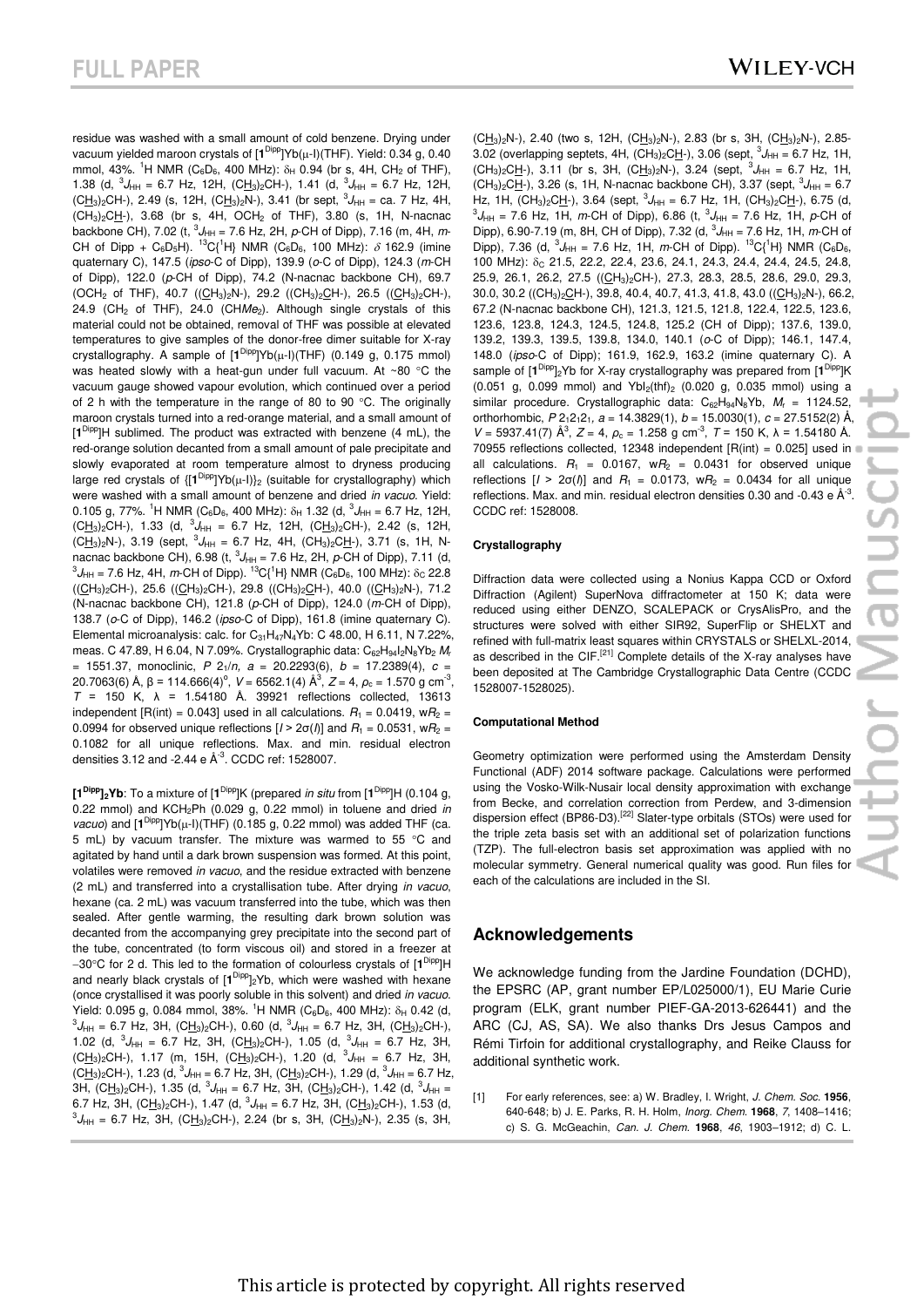residue was washed with a small amount of cold benzene. Drying under vacuum yielded maroon crystals of [$\mathbf{1}^{Dipp}$]Yb(μ-I)(THF). Yield: 0.34 g, 0.40 mmol, 43%. $^{1}$H NMR ($C_6D_6$, 400 MHz): $\delta_H$ 0.94 (br s, 4H, $CH_2$ of THF), 1.38 (d, $^{3}J_{HH}$ = 6.7 Hz, 12H, ($C\underline{H}_3)_2$CH-), 1.41 (d, $^{3}J_{HH}$ = 6.7 Hz, 12H, ($C\underline{H}_3)_2$CH-), 2.49 (s, 12H, ($C\underline{H}_3)_2$N-), 3.41 (br sept, $^{3}J_{HH}$ = ca. 7 Hz, 4H, $(CH_3)_2C\underline{H}$-), 3.68 (br s, 4H, $OCH_2$ of THF), 3.80 (s, 1H, N-nacnac backbone CH), 7.02 (t, $^{3}J_{HH}$ = 7.6 Hz, 2H, *p*-CH of Dipp), 7.16 (m, 4H, *m*-CH of Dipp + $C_6D_5H$). $^{13}$C{$^{1}$H} NMR ($C_6D_6$, 100 MHz): $\delta$ 162.9 (imine quaternary C), 147.5 (*ipso*-C of Dipp), 139.9 (*o*-C of Dipp), 124.3 (*m*-CH of Dipp), 122.0 (*p*-CH of Dipp), 74.2 (N-nacnac backbone CH), 69.7 ($OCH_2$ of THF), 40.7 (($\underline{C}H_3)_2$N-), 29.2 ($(CH_3)_2\underline{C}H$-), 26.5 (($\underline{C}H_3)_2$CH-), 24.9 ($CH_2$ of THF), 24.0 (CH*Me*$_2$). Although single crystals of this material could not be obtained, removal of THF was possible at elevated temperatures to give samples of the donor-free dimer suitable for X-ray crystallography. A sample of [$\mathbf{1}^{Dipp}$]Yb(μ-I)(THF) (0.149 g, 0.175 mmol) was heated slowly with a heat-gun under full vacuum. At ~80 °C the vacuum gauge showed vapour evolution, which continued over a period of 2 h with the temperature in the range of 80 to 90 °C. The originally maroon crystals turned into a red-orange material, and a small amount of [$\mathbf{1}^{Dipp}$]H sublimed. The product was extracted with benzene (4 mL), the red-orange solution decanted from a small amount of pale precipitate and slowly evaporated at room temperature almost to dryness producing large red crystals of {[$\mathbf{1}^{Dipp}$]Yb(μ-I)}$_2$ (suitable for crystallography) which were washed with a small amount of benzene and dried *in vacuo*. Yield: 0.105 g, 77%. $^{1}$H NMR ($C_6D_6$, 400 MHz): $\delta_H$ 1.32 (d, $^{3}J_{HH}$ = 6.7 Hz, 12H, ($C\underline{H}_3)_2$CH-), 1.33 (d, $^{3}J_{HH}$ = 6.7 Hz, 12H, ($C\underline{H}_3)_2$CH-), 2.42 (s, 12H, ($C\underline{H}_3)_2$N-), 3.19 (sept, $^{3}J_{HH}$ = 6.7 Hz, 4H, $(CH_3)_2C\underline{H}$-), 3.71 (s, 1H, N-nacnac backbone CH), 6.98 (t, $^{3}J_{HH}$ = 7.6 Hz, 2H, *p*-CH of Dipp), 7.11 (d, $^{3}J_{HH}$ = 7.6 Hz, 4H, *m*-CH of Dipp). $^{13}$C{$^{1}$H} NMR ($C_6D_6$, 100 MHz): $\delta_C$ 22.8 (($\underline{C}H_3)_2$CH-), 25.6 (($\underline{C}H_3)_2$CH-), 29.8 ($(CH_3)_2\underline{C}H$-), 40.0 (($\underline{C}H_3)_2$N-), 71.2 (N-nacnac backbone CH), 121.8 (*p*-CH of Dipp), 124.0 (*m*-CH of Dipp), 138.7 (*o*-C of Dipp), 146.2 (*ipso*-C of Dipp), 161.8 (imine quaternary C). Elemental microanalysis: calc. for $C_{31}H_{47}N_4Yb$: C 48.00, H 6.11, N 7.22%, meas. C 47.89, H 6.04, N 7.09%. Crystallographic data: $C_{62}H_{94}I_2N_8Yb_2$ $M_r$ = 1551.37, monoclinic, $P\ 2_1/n$, $a$ = 20.2293(6), $b$ = 17.2389(4), $c$ = 20.7063(6) Å, β = 114.666(4)°, $V$ = 6562.1(4) Å$^3$, $Z$ = 4, $\rho_c$ = 1.570 g cm$^{-3}$, $T$ = 150 K, λ = 1.54180 Å. 39921 reflections collected, 13613 independent [R(int) = 0.043] used in all calculations. $R_1$ = 0.0419, w$R_2$ = 0.0994 for observed unique reflections [$I > 2\sigma(I)$] and $R_1$ = 0.0531, w$R_2$ = 0.1082 for all unique reflections. Max. and min. residual electron densities 3.12 and -2.44 e Å$^{-3}$. CCDC ref: 1528007.

**[$\mathbf{1}^{Dipp}$]$_2$Yb**: To a mixture of [$\mathbf{1}^{Dipp}$]K (prepared *in situ* from [$\mathbf{1}^{Dipp}$]H (0.104 g, 0.22 mmol) and $KCH_2Ph$ (0.029 g, 0.22 mmol) in toluene and dried *in vacuo*) and [$\mathbf{1}^{Dipp}$]Yb(μ-I)(THF) (0.185 g, 0.22 mmol) was added THF (ca. 5 mL) by vacuum transfer. The mixture was warmed to 55 °C and agitated by hand until a dark brown suspension was formed. At this point, volatiles were removed *in vacuo*, and the residue extracted with benzene (2 mL) and transferred into a crystallisation tube. After drying *in vacuo*, hexane (ca. 2 mL) was vacuum transferred into the tube, which was then sealed. After gentle warming, the resulting dark brown solution was decanted from the accompanying grey precipitate into the second part of the tube, concentrated (to form viscous oil) and stored in a freezer at −30°C for 2 d. This led to the formation of colourless crystals of [$\mathbf{1}^{Dipp}$]H and nearly black crystals of [$\mathbf{1}^{Dipp}$]$_2$Yb, which were washed with hexane (once crystallised it was poorly soluble in this solvent) and dried *in vacuo*. Yield: 0.095 g, 0.084 mmol, 38%. $^{1}$H NMR ($C_6D_6$, 400 MHz): $\delta_H$ 0.42 (d, $^{3}J_{HH}$ = 6.7 Hz, 3H, ($C\underline{H}_3)_2$CH-), 0.60 (d, $^{3}J_{HH}$ = 6.7 Hz, 3H, ($C\underline{H}_3)_2$CH-), 1.02 (d, $^{3}J_{HH}$ = 6.7 Hz, 3H, ($C\underline{H}_3)_2$CH-), 1.05 (d, $^{3}J_{HH}$ = 6.7 Hz, 3H, ($C\underline{H}_3)_2$CH-), 1.17 (m, 15H, ($C\underline{H}_3)_2$CH-), 1.20 (d, $^{3}J_{HH}$ = 6.7 Hz, 3H, ($C\underline{H}_3)_2$CH-), 1.23 (d, $^{3}J_{HH}$ = 6.7 Hz, 3H, ($C\underline{H}_3)_2$CH-), 1.29 (d, $^{3}J_{HH}$ = 6.7 Hz, 3H, ($C\underline{H}_3)_2$CH-), 1.35 (d, $^{3}J_{HH}$ = 6.7 Hz, 3H, ($C\underline{H}_3)_2$CH-), 1.42 (d, $^{3}J_{HH}$ = 6.7 Hz, 3H, ($C\underline{H}_3)_2$CH-), 1.47 (d, $^{3}J_{HH}$ = 6.7 Hz, 3H, ($C\underline{H}_3)_2$CH-), 1.53 (d, $^{3}J_{HH}$ = 6.7 Hz, 3H, ($C\underline{H}_3)_2$CH-), 2.24 (br s, 3H, ($C\underline{H}_3)_2$N-), 2.35 (s, 3H, ($C\underline{H}_3)_2$N-), 2.40 (two s, 12H, ($C\underline{H}_3)_2$N-), 2.83 (br s, 3H, ($C\underline{H}_3)_2$N-), 2.85-3.02 (overlapping septets, 4H, $(CH_3)_2C\underline{H}$-), 3.06 (sept, $^{3}J_{HH}$ = 6.7 Hz, 1H, $(CH_3)_2C\underline{H}$-), 3.11 (br s, 3H, ($C\underline{H}_3)_2$N-), 3.24 (sept, $^{3}J_{HH}$ = 6.7 Hz, 1H, $(CH_3)_2C\underline{H}$-), 3.26 (s, 1H, N-nacnac backbone CH), 3.37 (sept, $^{3}J_{HH}$ = 6.7 Hz, 1H, $(CH_3)_2C\underline{H}$-), 3.64 (sept, $^{3}J_{HH}$ = 6.7 Hz, 1H, $(CH_3)_2C\underline{H}$-), 6.75 (d, $^{3}J_{HH}$ = 7.6 Hz, 1H, *m*-CH of Dipp), 6.86 (t, $^{3}J_{HH}$ = 7.6 Hz, 1H, *p*-CH of Dipp), 6.90-7.19 (m, 8H, CH of Dipp), 7.32 (d, $^{3}J_{HH}$ = 7.6 Hz, 1H, *m*-CH of Dipp), 7.36 (d, $^{3}J_{HH}$ = 7.6 Hz, 1H, *m*-CH of Dipp). $^{13}$C{$^{1}$H} NMR ($C_6D_6$, 100 MHz): $\delta_C$ 21.5, 22.2, 22.4, 23.6, 24.1, 24.3, 24.4, 24.4, 24.5, 24.8, 25.9, 26.1, 26.2, 27.5 (($\underline{C}H_3)_2$CH-), 27.3, 28.3, 28.5, 28.6, 29.0, 29.3, 30.0, 30.2 ($(CH_3)_2\underline{C}H$-), 39.8, 40.4, 40.7, 41.3, 41.8, 43.0 (($\underline{C}H_3)_2$N-), 66.2, 67.2 (N-nacnac backbone CH), 121.3, 121.5, 121.8, 122.4, 122.5, 123.6, 123.6, 123.8, 124.3, 124.5, 124.8, 125.2 (CH of Dipp); 137.6, 139.0, 139.2, 139.3, 139.5, 139.8, 134.0, 140.1 (*o*-C of Dipp); 146.1, 147.4, 148.0 (*ipso*-C of Dipp); 161.9, 162.9, 163.2 (imine quaternary C). A sample of [$\mathbf{1}^{Dipp}$]$_2$Yb for X-ray crystallography was prepared from [$\mathbf{1}^{Dipp}$]K (0.051 g, 0.099 mmol) and $YbI_2(thf)_2$ (0.020 g, 0.035 mmol) using a similar procedure. Crystallographic data: $C_{62}H_{94}N_8Yb$, $M_r$ = 1124.52, orthorhombic, $P\ 2_12_12_1$, $a$ = 14.3829(1), $b$ = 15.0030(1), $c$ = 27.5152(2) Å, $V$ = 5937.41(7) Å$^3$, $Z$ = 4, $\rho_c$ = 1.258 g cm$^{-3}$, $T$ = 150 K, λ = 1.54180 Å. 70955 reflections collected, 12348 independent [R(int) = 0.025] used in all calculations. $R_1$ = 0.0167, w$R_2$ = 0.0431 for observed unique reflections [$I > 2\sigma(I)$] and $R_1$ = 0.0173, w$R_2$ = 0.0434 for all unique reflections. Max. and min. residual electron densities 0.30 and -0.43 e Å$^{-3}$. CCDC ref: 1528008.

#### Crystallography

Diffraction data were collected using a Nonius Kappa CCD or Oxford Diffraction (Agilent) SuperNova diffractometer at 150 K; data were reduced using either DENZO, SCALEPACK or CrysAlisPro, and the structures were solved with either SIR92, SuperFlip or SHELXT and refined with full-matrix least squares within CRYSTALS or SHELXL-2014, as described in the CIF.[21] Complete details of the X-ray analyses have been deposited at The Cambridge Crystallographic Data Centre (CCDC 1528007-1528025).

#### Computational Method

Geometry optimization were performed using the Amsterdam Density Functional (ADF) 2014 software package. Calculations were performed using the Vosko-Wilk-Nusair local density approximation with exchange from Becke, and correlation correction from Perdew, and 3-dimension dispersion effect (BP86-D3).[22] Slater-type orbitals (STOs) were used for the triple zeta basis set with an additional set of polarization functions (TZP). The full-electron basis set approximation was applied with no molecular symmetry. General numerical quality was good. Run files for each of the calculations are included in the SI.

## Acknowledgements

We acknowledge funding from the Jardine Foundation (DCHD), the EPSRC (AP, grant number EP/L025000/1), EU Marie Curie program (ELK, grant number PIEF-GA-2013-626441) and the ARC (CJ, AS, SA). We also thanks Drs Jesus Campos and Rémi Tirfoin for additional crystallography, and Reike Clauss for additional synthetic work.

[1] For early references, see: a) W. Bradley, I. Wright, *J. Chem. Soc.* **1956**, 640-648; b) J. E. Parks, R. H. Holm, *Inorg. Chem.* **1968**, *7*, 1408–1416; c) S. G. McGeachin, *Can. J. Chem.* **1968**, *46*, 1903–1912; d) C. L.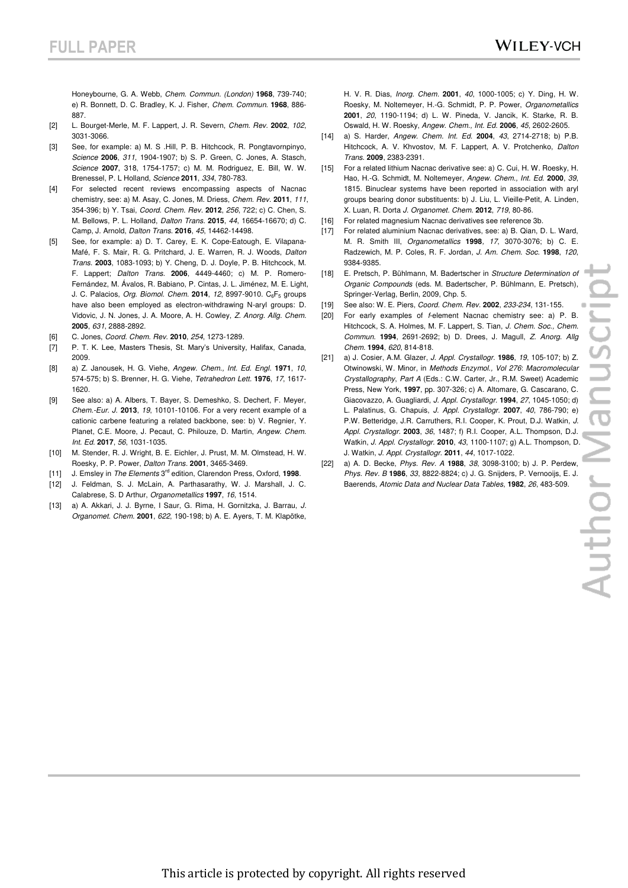Honeybourne, G. A. Webb, *Chem. Commun. (London)* **1968**, 739-740; e) R. Bonnett, D. C. Bradley, K. J. Fisher, *Chem. Commun.* **1968**, 886-887.

[2] L. Bourget-Merle, M. F. Lappert, J. R. Severn, *Chem. Rev.* **2002**, *102*, 3031-3066.

[3] See, for example: a) M. S .Hill, P. B. Hitchcock, R. Pongtavornpinyo, *Science* **2006**, *311*, 1904-1907; b) S. P. Green, C. Jones, A. Stasch, *Science* **2007**, 318, 1754-1757; c) M. M. Rodriguez, E. Bill, W. W. Brenessel, P. L Holland, *Science* **2011**, *334*, 780-783.

[4] For selected recent reviews encompassing aspects of Nacnac chemistry, see: a) M. Asay, C. Jones, M. Driess, *Chem. Rev.* **2011**, *111*, 354-396; b) Y. Tsai, *Coord. Chem. Rev.* **2012**, *256*, 722; c) C. Chen, S. M. Bellows, P. L. Holland, *Dalton Trans.* **2015**, *44*, 16654-16670; d) C. Camp, J. Arnold, *Dalton Trans.* **2016**, *45*, 14462-14498.

[5] See, for example: a) D. T. Carey, E. K. Cope-Eatough, E. Vilapana-Mafé, F. S. Mair, R. G. Pritchard, J. E. Warren, R. J. Woods, *Dalton Trans.* **2003**, 1083-1093; b) Y. Cheng, D. J. Doyle, P. B. Hitchcock, M. F. Lappert; *Dalton Trans.* **2006**, 4449-4460; c) M. P. Romero-Fernández, M. Ávalos, R. Babiano, P. Cintas, J. L. Jiménez, M. E. Light, J. C. Palacios, *Org. Biomol. Chem.* **2014**, *12*, 8997-9010. $C_6F_5$ groups have also been employed as electron-withdrawing N-aryl groups: D. Vidovic, J. N. Jones, J. A. Moore, A. H. Cowley, *Z. Anorg. Allg. Chem.* **2005**, *631*, 2888-2892.

[6] C. Jones, *Coord. Chem. Rev.* **2010**, *254*, 1273-1289.

[7] P. T. K. Lee, Masters Thesis, St. Mary's University, Halifax, Canada, 2009.

[8] a) Z. Janousek, H. G. Viehe, *Angew. Chem., Int. Ed. Engl.* **1971**, *10*, 574-575; b) S. Brenner, H. G. Viehe, *Tetrahedron Lett.* **1976**, *17*, 1617-1620.

[9] See also: a) A. Albers, T. Bayer, S. Demeshko, S. Dechert, F. Meyer, *Chem.-Eur. J.* **2013**, *19*, 10101-10106. For a very recent example of a cationic carbene featuring a related backbone, see: b) V. Regnier, Y. Planet, C.E. Moore, J. Pecaut, C. Philouze, D. Martin, *Angew. Chem. Int. Ed.* **2017**, *56*, 1031-1035.

[10] M. Stender, R. J. Wright, B. E. Eichler, J. Prust, M. M. Olmstead, H. W. Roesky, P. P. Power, *Dalton Trans.* **2001**, 3465-3469.

[11] J. Emsley in *The Elements* 3rd edition, Clarendon Press, Oxford, **1998**.

[12] J. Feldman, S. J. McLain, A. Parthasarathy, W. J. Marshall, J. C. Calabrese, S. D Arthur, *Organometallics* **1997**, *16*, 1514.

[13] a) A. Akkari, J. J. Byrne, I Saur, G. Rima, H. Gornitzka, J. Barrau, *J. Organomet. Chem.* **2001**, *622*, 190-198; b) A. E. Ayers, T. M. Klapötke, H. V. R. Dias, *Inorg. Chem.* **2001**, *40*, 1000-1005; c) Y. Ding, H. W. Roesky, M. Noltemeyer, H.-G. Schmidt, P. P. Power, *Organometallics* **2001**, *20*, 1190-1194; d) L. W. Pineda, V. Jancik, K. Starke, R. B. Oswald, H. W. Roesky, *Angew. Chem., Int. Ed.* **2006**, *45*, 2602-2605.

[14] a) S. Harder, *Angew. Chem. Int. Ed.* **2004**, *43*, 2714-2718; b) P.B. Hitchcock, A. V. Khvostov, M. F. Lappert, A. V. Protchenko, *Dalton Trans.* **2009**, 2383-2391.

[15] For a related lithium Nacnac derivative see: a) C. Cui, H. W. Roesky, H. Hao, H.-G. Schmidt, M. Noltemeyer, *Angew. Chem., Int. Ed.* **2000**, *39*, 1815. Binuclear systems have been reported in association with aryl groups bearing donor substituents: b) J. Liu, L. Vieille-Petit, A. Linden, X. Luan, R. Dorta *J. Organomet. Chem.* **2012**, *719*, 80-86.

[16] For related magnesium Nacnac derivatives see reference 3b.

[17] For related aluminium Nacnac derivatives, see: a) B. Qian, D. L. Ward, M. R. Smith III, *Organometallics* **1998**, *17*, 3070-3076; b) C. E. Radzewich, M. P. Coles, R. F. Jordan, *J. Am. Chem. Soc.* **1998**, *120*, 9384-9385.

[18] E. Pretsch, P. Bühlmann, M. Badertscher in *Structure Determination of Organic Compounds* (eds. M. Badertscher, P. Bühlmann, E. Pretsch), Springer-Verlag, Berlin, 2009, Chp. 5.

[19] See also: W. E. Piers, *Coord. Chem. Rev.* **2002**, *233-234*, 131-155.

[20] For early examples of *f*-element Nacnac chemistry see: a) P. B. Hitchcock, S. A. Holmes, M. F. Lappert, S. Tian, *J. Chem. Soc., Chem. Commun.* **1994**, 2691-2692; b) D. Drees, J. Magull, *Z. Anorg. Allg Chem.* **1994**, *620*, 814-818.

[21] a) J. Cosier, A.M. Glazer, *J. Appl. Crystallogr.* **1986**, *19*, 105-107; b) Z. Otwinowski, W. Minor, in *Methods Enzymol., Vol 276*: *Macromolecular Crystallography, Part A* (Eds.: C.W. Carter, Jr., R.M. Sweet) Academic Press, New York, **1997**, pp. 307-326; c) A. Altomare, G. Cascarano, C. Giacovazzo, A. Guagliardi, *J. Appl. Crystallogr.* **1994**, *27*, 1045-1050; d) L. Palatinus, G. Chapuis, *J. Appl. Crystallogr.* **2007**, *40*, 786-790; e) P.W. Betteridge, J.R. Carruthers, R.I. Cooper, K. Prout, D.J. Watkin, *J. Appl. Crystallogr.* **2003**, *36*, 1487; f) R.I. Cooper, K. Prout, D.J. Watkin, *J. Appl. Crystallogr.* **2010**, *43*, 1100-1107; g) A.L. Thompson, D.J. Watkin, *J. Appl. Crystallogr.* **2011**, *44*, 1017-1022.

[22] a) A. D. Becke, *Phys. Rev. A* **1988**, *38*, 3098-3100; b) J. P. Perdew, *Phys. Rev. B* **1986**, *33*, 8822-8824; c) J. G. Snijders, P. Vernooijs, E. J. Baerends, *Atomic Data and Nuclear Data Tables*, **1982**, *26*, 483-509.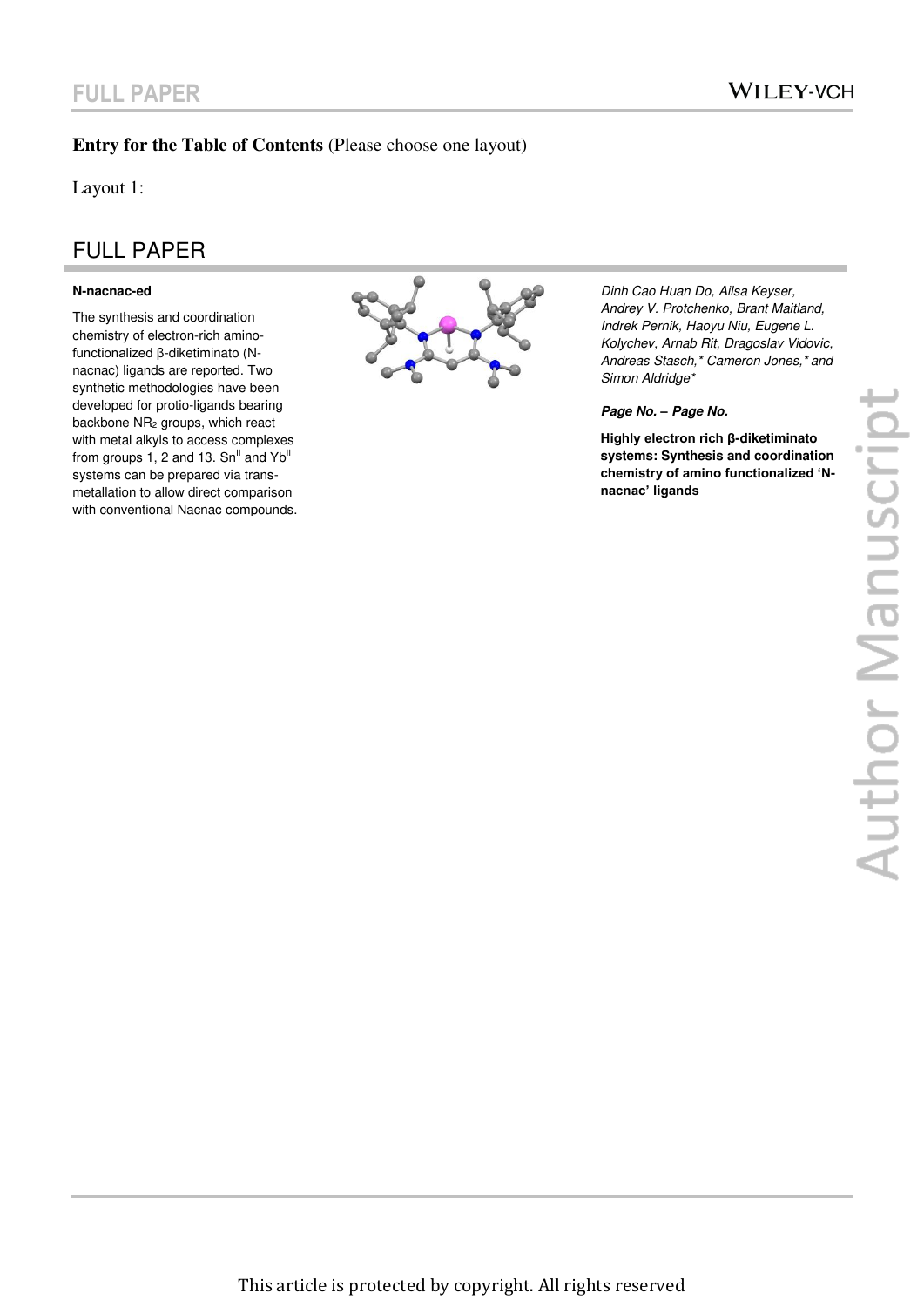**Entry for the Table of Contents** (Please choose one layout)

Layout 1:

# FULL PAPER

**N-nacnac-ed**

The synthesis and coordination chemistry of electron-rich amino-functionalized β-diketiminato (N-nacnac) ligands are reported. Two synthetic methodologies have been developed for protio-ligands bearing backbone $NR_2$ groups, which react with metal alkyls to access complexes from groups 1, 2 and 13. $Sn^{II}$ and $Yb^{II}$ systems can be prepared via trans-metallation to allow direct comparison with conventional Nacnac compounds.

*Dinh Cao Huan Do, Ailsa Keyser, Andrey V. Protchenko, Brant Maitland, Indrek Pernik, Haoyu Niu, Eugene L. Kolychev, Arnab Rit, Dragoslav Vidovic, Andreas Stasch,* Cameron Jones,* and Simon Aldridge**

***Page No. – Page No.***

**Highly electron rich β-diketiminato systems: Synthesis and coordination chemistry of amino functionalized 'N-nacnac' ligands**